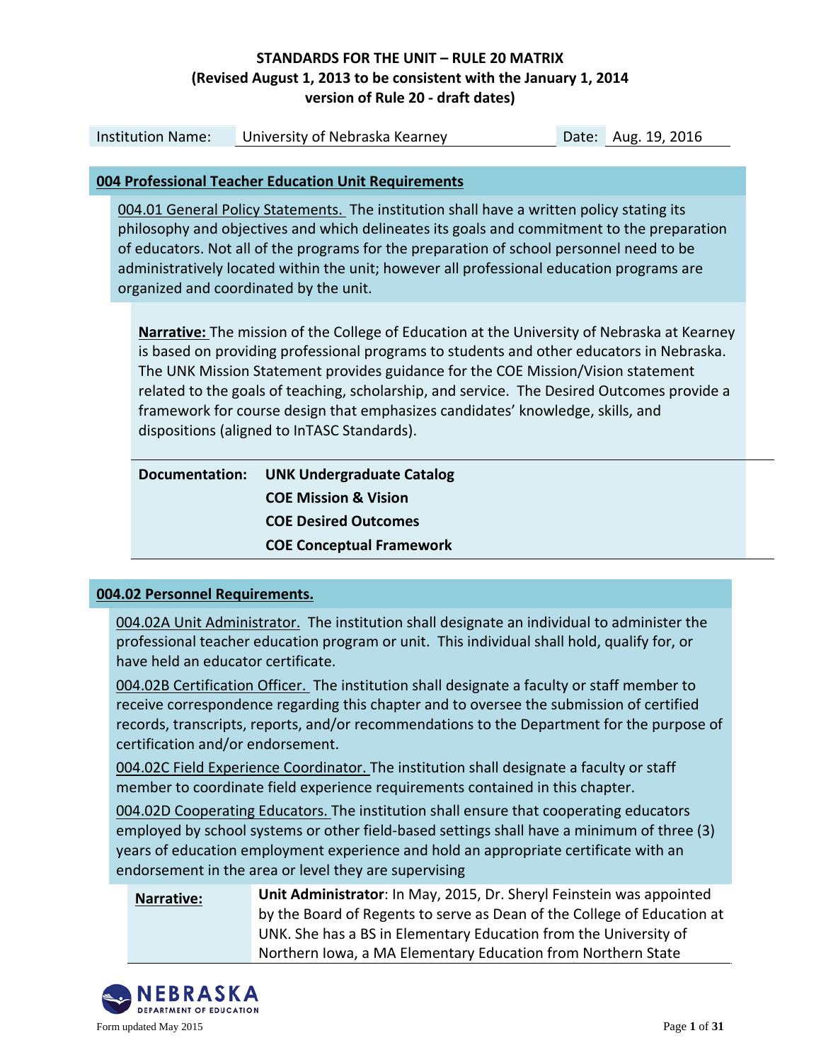# STANDARDS FOR THE UNIT – RULE 20 MATRIX
## (Revised August 1, 2013 to be consistent with the January 1, 2014 version of Rule 20 - draft dates)

| Institution Name: | University of Nebraska Kearney | Date: | Aug. 19, 2016 |
|---|---|---|---|

## 004 Professional Teacher Education Unit Requirements

004.01 General Policy Statements. The institution shall have a written policy stating its philosophy and objectives and which delineates its goals and commitment to the preparation of educators. Not all of the programs for the preparation of school personnel need to be administratively located within the unit; however all professional education programs are organized and coordinated by the unit.

**Narrative:** The mission of the College of Education at the University of Nebraska at Kearney is based on providing professional programs to students and other educators in Nebraska. The UNK Mission Statement provides guidance for the COE Mission/Vision statement related to the goals of teaching, scholarship, and service. The Desired Outcomes provide a framework for course design that emphasizes candidates' knowledge, skills, and dispositions (aligned to InTASC Standards).

**Documentation:**
- **UNK Undergraduate Catalog**
- **COE Mission & Vision**
- **COE Desired Outcomes**
- **COE Conceptual Framework**

## 004.02 Personnel Requirements.

004.02A Unit Administrator. The institution shall designate an individual to administer the professional teacher education program or unit. This individual shall hold, qualify for, or have held an educator certificate.

004.02B Certification Officer. The institution shall designate a faculty or staff member to receive correspondence regarding this chapter and to oversee the submission of certified records, transcripts, reports, and/or recommendations to the Department for the purpose of certification and/or endorsement.

004.02C Field Experience Coordinator. The institution shall designate a faculty or staff member to coordinate field experience requirements contained in this chapter.

004.02D Cooperating Educators. The institution shall ensure that cooperating educators employed by school systems or other field-based settings shall have a minimum of three (3) years of education employment experience and hold an appropriate certificate with an endorsement in the area or level they are supervising

**Narrative:** **Unit Administrator**: In May, 2015, Dr. Sheryl Feinstein was appointed by the Board of Regents to serve as Dean of the College of Education at UNK. She has a BS in Elementary Education from the University of Northern Iowa, a MA Elementary Education from Northern State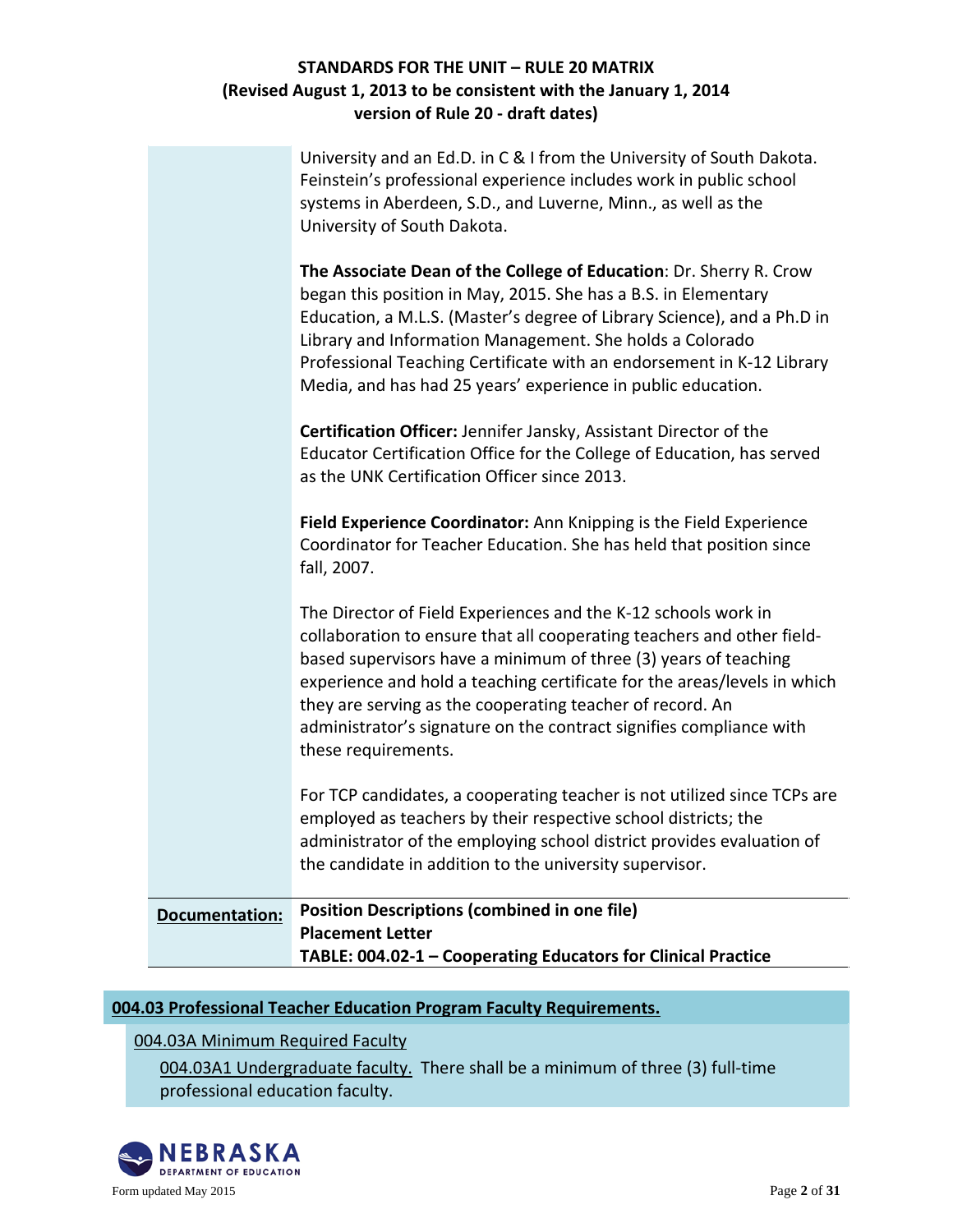University and an Ed.D. in C & I from the University of South Dakota. Feinstein's professional experience includes work in public school systems in Aberdeen, S.D., and Luverne, Minn., as well as the University of South Dakota.

**The Associate Dean of the College of Education**: Dr. Sherry R. Crow began this position in May, 2015. She has a B.S. in Elementary Education, a M.L.S. (Master's degree of Library Science), and a Ph.D in Library and Information Management. She holds a Colorado Professional Teaching Certificate with an endorsement in K-12 Library Media, and has had 25 years' experience in public education.

**Certification Officer:** Jennifer Jansky, Assistant Director of the Educator Certification Office for the College of Education, has served as the UNK Certification Officer since 2013.

**Field Experience Coordinator:** Ann Knipping is the Field Experience Coordinator for Teacher Education. She has held that position since fall, 2007.

The Director of Field Experiences and the K-12 schools work in collaboration to ensure that all cooperating teachers and other field-based supervisors have a minimum of three (3) years of teaching experience and hold a teaching certificate for the areas/levels in which they are serving as the cooperating teacher of record. An administrator's signature on the contract signifies compliance with these requirements.

For TCP candidates, a cooperating teacher is not utilized since TCPs are employed as teachers by their respective school districts; the administrator of the employing school district provides evaluation of the candidate in addition to the university supervisor.

| **Documentation:** | **Position Descriptions (combined in one file)**<br>**Placement Letter**<br>**TABLE: 004.02-1 – Cooperating Educators for Clinical Practice** |
|---|---|

## 004.03 Professional Teacher Education Program Faculty Requirements.

### 004.03A Minimum Required Faculty

004.03A1 Undergraduate faculty. There shall be a minimum of three (3) full-time professional education faculty.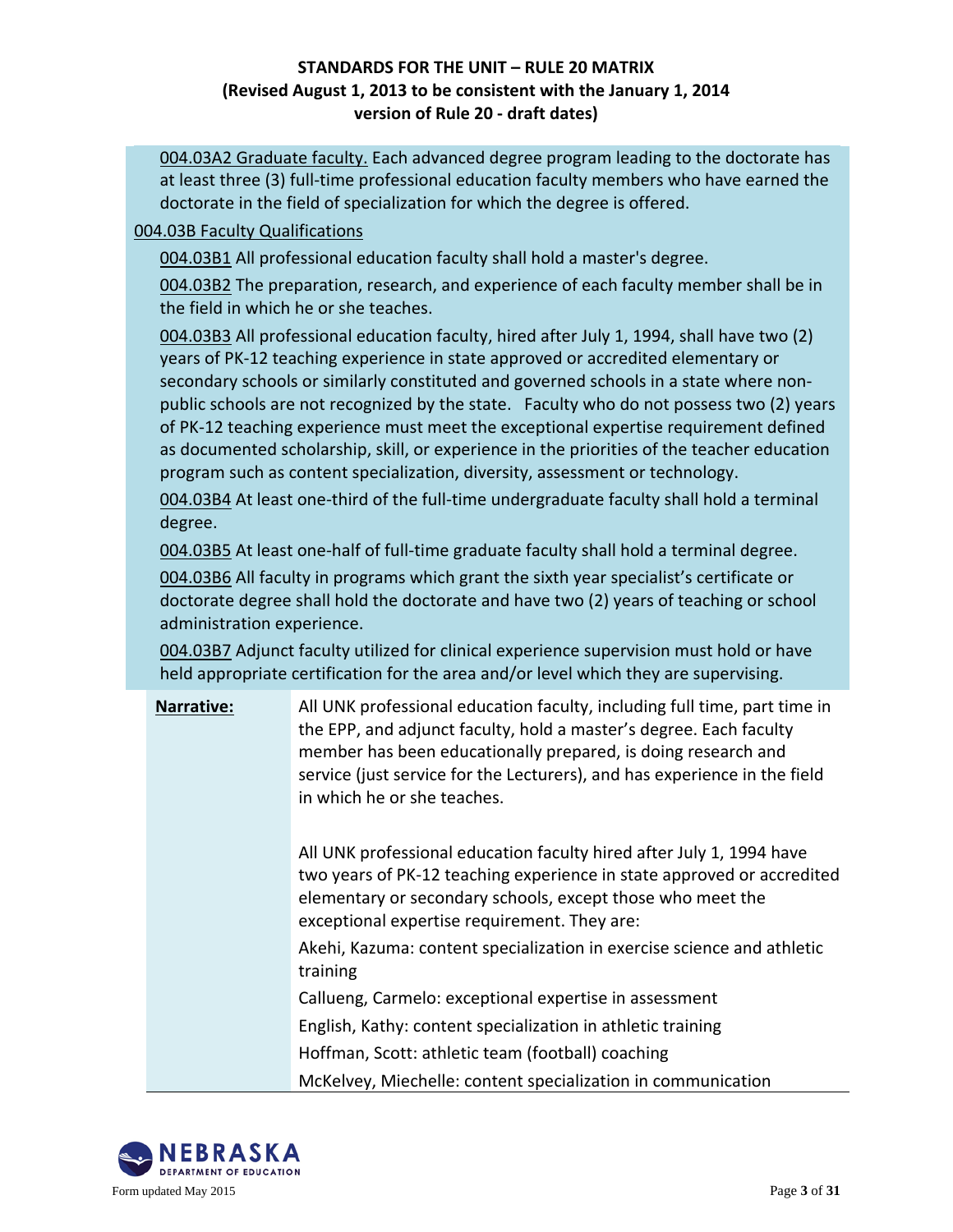004.03A2 Graduate faculty. Each advanced degree program leading to the doctorate has at least three (3) full-time professional education faculty members who have earned the doctorate in the field of specialization for which the degree is offered.

004.03B Faculty Qualifications

004.03B1 All professional education faculty shall hold a master's degree.

004.03B2 The preparation, research, and experience of each faculty member shall be in the field in which he or she teaches.

004.03B3 All professional education faculty, hired after July 1, 1994, shall have two (2) years of PK-12 teaching experience in state approved or accredited elementary or secondary schools or similarly constituted and governed schools in a state where non-public schools are not recognized by the state. Faculty who do not possess two (2) years of PK-12 teaching experience must meet the exceptional expertise requirement defined as documented scholarship, skill, or experience in the priorities of the teacher education program such as content specialization, diversity, assessment or technology.

004.03B4 At least one-third of the full-time undergraduate faculty shall hold a terminal degree.

004.03B5 At least one-half of full-time graduate faculty shall hold a terminal degree.

004.03B6 All faculty in programs which grant the sixth year specialist's certificate or doctorate degree shall hold the doctorate and have two (2) years of teaching or school administration experience.

004.03B7 Adjunct faculty utilized for clinical experience supervision must hold or have held appropriate certification for the area and/or level which they are supervising.

**Narrative:**

All UNK professional education faculty, including full time, part time in the EPP, and adjunct faculty, hold a master's degree. Each faculty member has been educationally prepared, is doing research and service (just service for the Lecturers), and has experience in the field in which he or she teaches.

All UNK professional education faculty hired after July 1, 1994 have two years of PK-12 teaching experience in state approved or accredited elementary or secondary schools, except those who meet the exceptional expertise requirement. They are:

Akehi, Kazuma: content specialization in exercise science and athletic training

Callueng, Carmelo: exceptional expertise in assessment

English, Kathy: content specialization in athletic training

Hoffman, Scott: athletic team (football) coaching

McKelvey, Miechelle: content specialization in communication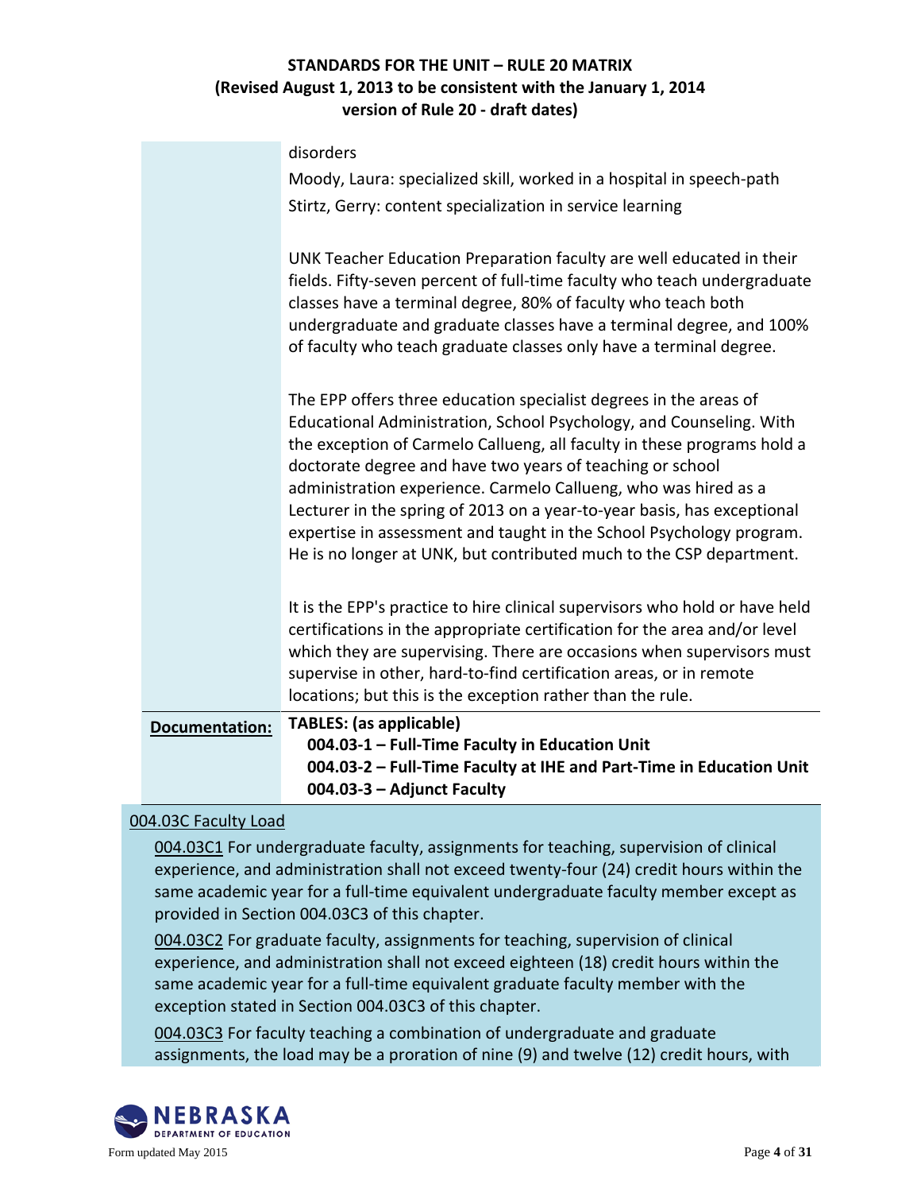disorders

Moody, Laura: specialized skill, worked in a hospital in speech-path

Stirtz, Gerry: content specialization in service learning

UNK Teacher Education Preparation faculty are well educated in their fields. Fifty-seven percent of full-time faculty who teach undergraduate classes have a terminal degree, 80% of faculty who teach both undergraduate and graduate classes have a terminal degree, and 100% of faculty who teach graduate classes only have a terminal degree.

The EPP offers three education specialist degrees in the areas of Educational Administration, School Psychology, and Counseling. With the exception of Carmelo Callueng, all faculty in these programs hold a doctorate degree and have two years of teaching or school administration experience. Carmelo Callueng, who was hired as a Lecturer in the spring of 2013 on a year-to-year basis, has exceptional expertise in assessment and taught in the School Psychology program. He is no longer at UNK, but contributed much to the CSP department.

It is the EPP's practice to hire clinical supervisors who hold or have held certifications in the appropriate certification for the area and/or level which they are supervising. There are occasions when supervisors must supervise in other, hard-to-find certification areas, or in remote locations; but this is the exception rather than the rule.

**Documentation:** **TABLES: (as applicable)**

- **004.03-1 – Full-Time Faculty in Education Unit**
- **004.03-2 – Full-Time Faculty at IHE and Part-Time in Education Unit**
- **004.03-3 – Adjunct Faculty**

004.03C Faculty Load

004.03C1 For undergraduate faculty, assignments for teaching, supervision of clinical experience, and administration shall not exceed twenty-four (24) credit hours within the same academic year for a full-time equivalent undergraduate faculty member except as provided in Section 004.03C3 of this chapter.

004.03C2 For graduate faculty, assignments for teaching, supervision of clinical experience, and administration shall not exceed eighteen (18) credit hours within the same academic year for a full-time equivalent graduate faculty member with the exception stated in Section 004.03C3 of this chapter.

004.03C3 For faculty teaching a combination of undergraduate and graduate assignments, the load may be a proration of nine (9) and twelve (12) credit hours, with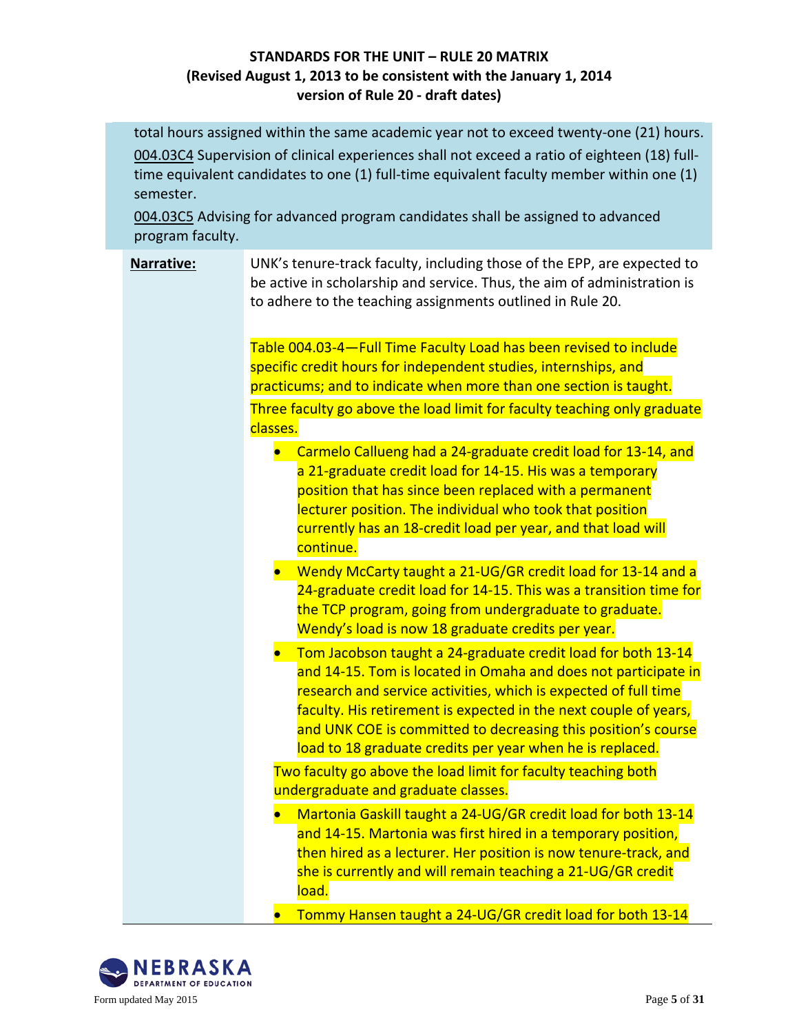total hours assigned within the same academic year not to exceed twenty-one (21) hours.

004.03C4 Supervision of clinical experiences shall not exceed a ratio of eighteen (18) full-time equivalent candidates to one (1) full-time equivalent faculty member within one (1) semester.

004.03C5 Advising for advanced program candidates shall be assigned to advanced program faculty.

**Narrative:**

UNK's tenure-track faculty, including those of the EPP, are expected to be active in scholarship and service. Thus, the aim of administration is to adhere to the teaching assignments outlined in Rule 20.

Table 004.03-4—Full Time Faculty Load has been revised to include specific credit hours for independent studies, internships, and practicums; and to indicate when more than one section is taught.

Three faculty go above the load limit for faculty teaching only graduate classes.

- Carmelo Callueng had a 24-graduate credit load for 13-14, and a 21-graduate credit load for 14-15. His was a temporary position that has since been replaced with a permanent lecturer position. The individual who took that position currently has an 18-credit load per year, and that load will continue.
- Wendy McCarty taught a 21-UG/GR credit load for 13-14 and a 24-graduate credit load for 14-15. This was a transition time for the TCP program, going from undergraduate to graduate. Wendy's load is now 18 graduate credits per year.
- Tom Jacobson taught a 24-graduate credit load for both 13-14 and 14-15. Tom is located in Omaha and does not participate in research and service activities, which is expected of full time faculty. His retirement is expected in the next couple of years, and UNK COE is committed to decreasing this position's course load to 18 graduate credits per year when he is replaced.

Two faculty go above the load limit for faculty teaching both undergraduate and graduate classes.

- Martonia Gaskill taught a 24-UG/GR credit load for both 13-14 and 14-15. Martonia was first hired in a temporary position, then hired as a lecturer. Her position is now tenure-track, and she is currently and will remain teaching a 21-UG/GR credit load.
- Tommy Hansen taught a 24-UG/GR credit load for both 13-14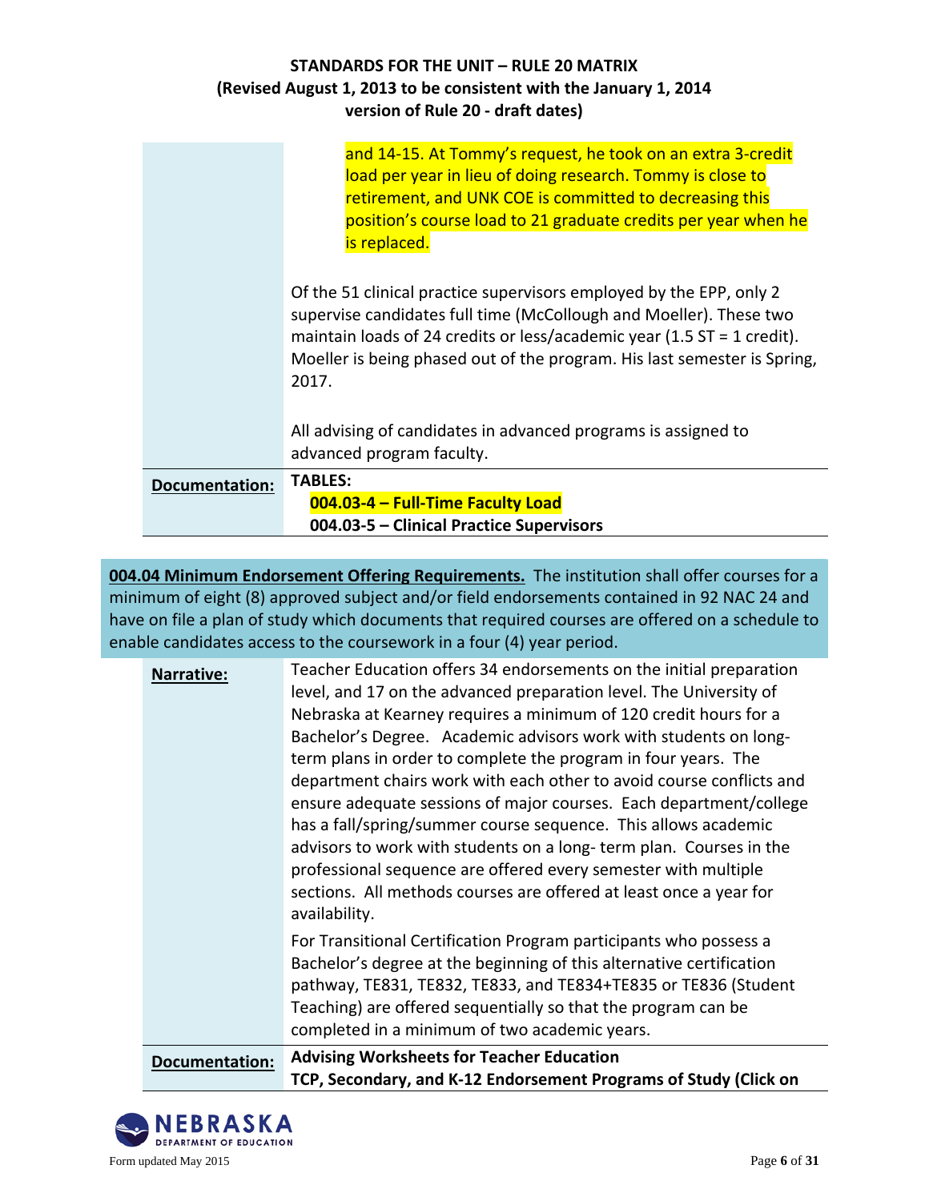| | |
|---|---|
| | and 14-15. At Tommy's request, he took on an extra 3-credit load per year in lieu of doing research. Tommy is close to retirement, and UNK COE is committed to decreasing this position's course load to 21 graduate credits per year when he is replaced.<br><br>Of the 51 clinical practice supervisors employed by the EPP, only 2 supervise candidates full time (McCollough and Moeller). These two maintain loads of 24 credits or less/academic year (1.5 ST = 1 credit). Moeller is being phased out of the program. His last semester is Spring, 2017.<br><br>All advising of candidates in advanced programs is assigned to advanced program faculty. |
| **Documentation:** | **TABLES:**<br>**004.03-4 – Full-Time Faculty Load**<br>**004.03-5 – Clinical Practice Supervisors** |

**004.04 Minimum Endorsement Offering Requirements.** The institution shall offer courses for a minimum of eight (8) approved subject and/or field endorsements contained in 92 NAC 24 and have on file a plan of study which documents that required courses are offered on a schedule to enable candidates access to the coursework in a four (4) year period.

| | |
|---|---|
| **Narrative:** | Teacher Education offers 34 endorsements on the initial preparation level, and 17 on the advanced preparation level. The University of Nebraska at Kearney requires a minimum of 120 credit hours for a Bachelor's Degree. Academic advisors work with students on long-term plans in order to complete the program in four years. The department chairs work with each other to avoid course conflicts and ensure adequate sessions of major courses. Each department/college has a fall/spring/summer course sequence. This allows academic advisors to work with students on a long- term plan. Courses in the professional sequence are offered every semester with multiple sections. All methods courses are offered at least once a year for availability.<br><br>For Transitional Certification Program participants who possess a Bachelor's degree at the beginning of this alternative certification pathway, TE831, TE832, TE833, and TE834+TE835 or TE836 (Student Teaching) are offered sequentially so that the program can be completed in a minimum of two academic years. |
| **Documentation:** | **Advising Worksheets for Teacher Education**<br>**TCP, Secondary, and K-12 Endorsement Programs of Study (Click on** |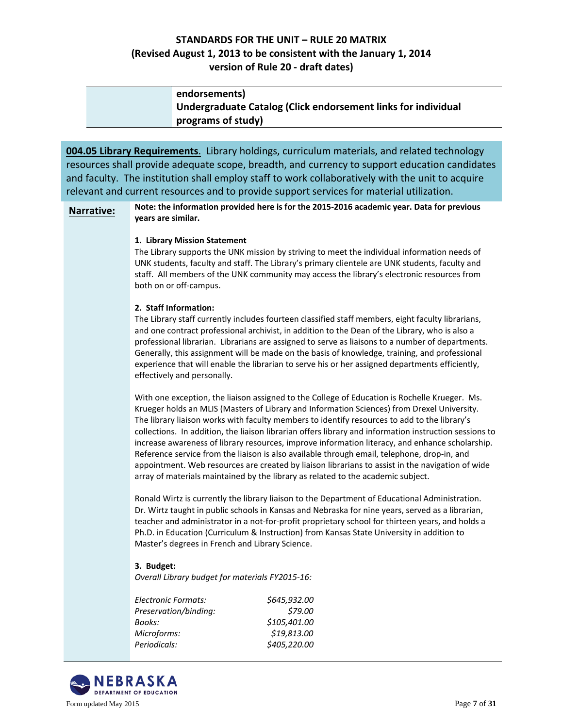| | endorsements) **Undergraduate Catalog (Click endorsement links for individual programs of study)** |
|---|---|

**004.05 Library Requirements**. Library holdings, curriculum materials, and related technology resources shall provide adequate scope, breadth, and currency to support education candidates and faculty. The institution shall employ staff to work collaboratively with the unit to acquire relevant and current resources and to provide support services for material utilization.

**Narrative:**

**Note: the information provided here is for the 2015-2016 academic year. Data for previous years are similar.**

**1. Library Mission Statement**

The Library supports the UNK mission by striving to meet the individual information needs of UNK students, faculty and staff. The Library's primary clientele are UNK students, faculty and staff. All members of the UNK community may access the library's electronic resources from both on or off-campus.

**2. Staff Information:**

The Library staff currently includes fourteen classified staff members, eight faculty librarians, and one contract professional archivist, in addition to the Dean of the Library, who is also a professional librarian. Librarians are assigned to serve as liaisons to a number of departments. Generally, this assignment will be made on the basis of knowledge, training, and professional experience that will enable the librarian to serve his or her assigned departments efficiently, effectively and personally.

With one exception, the liaison assigned to the College of Education is Rochelle Krueger. Ms. Krueger holds an MLIS (Masters of Library and Information Sciences) from Drexel University. The library liaison works with faculty members to identify resources to add to the library's collections. In addition, the liaison librarian offers library and information instruction sessions to increase awareness of library resources, improve information literacy, and enhance scholarship. Reference service from the liaison is also available through email, telephone, drop-in, and appointment. Web resources are created by liaison librarians to assist in the navigation of wide array of materials maintained by the library as related to the academic subject.

Ronald Wirtz is currently the library liaison to the Department of Educational Administration. Dr. Wirtz taught in public schools in Kansas and Nebraska for nine years, served as a librarian, teacher and administrator in a not-for-profit proprietary school for thirteen years, and holds a Ph.D. in Education (Curriculum & Instruction) from Kansas State University in addition to Master's degrees in French and Library Science.

**3. Budget:**

*Overall Library budget for materials FY2015-16:*

| | |
|---|---|
| *Electronic Formats:* | *$645,932.00* |
| *Preservation/binding:* | *$79.00* |
| *Books:* | *$105,401.00* |
| *Microforms:* | *$19,813.00* |
| *Periodicals:* | *$405,220.00* |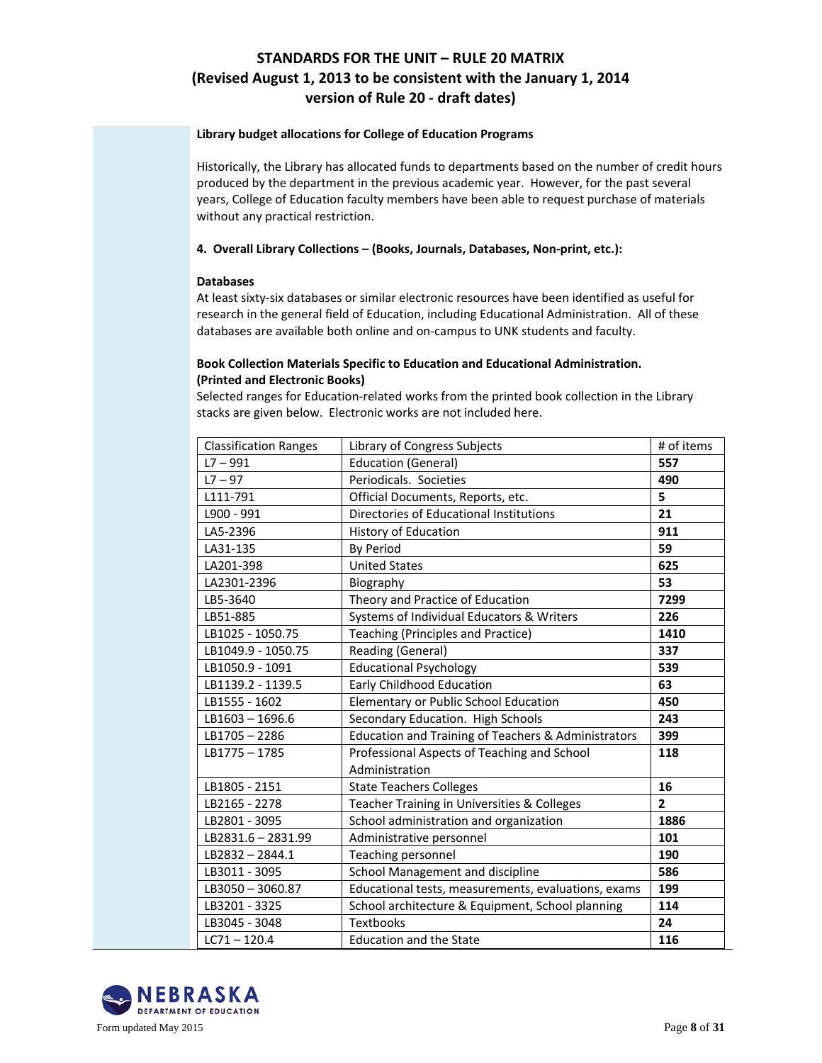# STANDARDS FOR THE UNIT – RULE 20 MATRIX (Revised August 1, 2013 to be consistent with the January 1, 2014 version of Rule 20 - draft dates)

**Library budget allocations for College of Education Programs**

Historically, the Library has allocated funds to departments based on the number of credit hours produced by the department in the previous academic year. However, for the past several years, College of Education faculty members have been able to request purchase of materials without any practical restriction.

**4. Overall Library Collections – (Books, Journals, Databases, Non-print, etc.):**

**Databases**

At least sixty-six databases or similar electronic resources have been identified as useful for research in the general field of Education, including Educational Administration. All of these databases are available both online and on-campus to UNK students and faculty.

**Book Collection Materials Specific to Education and Educational Administration. (Printed and Electronic Books)**

Selected ranges for Education-related works from the printed book collection in the Library stacks are given below. Electronic works are not included here.

| Classification Ranges | Library of Congress Subjects | # of items |
|---|---|---|
| L7 – 991 | Education (General) | **557** |
| L7 – 97 | Periodicals. Societies | **490** |
| L111-791 | Official Documents, Reports, etc. | **5** |
| L900 - 991 | Directories of Educational Institutions | **21** |
| LA5-2396 | History of Education | **911** |
| LA31-135 | By Period | **59** |
| LA201-398 | United States | **625** |
| LA2301-2396 | Biography | **53** |
| LB5-3640 | Theory and Practice of Education | **7299** |
| LB51-885 | Systems of Individual Educators & Writers | **226** |
| LB1025 - 1050.75 | Teaching (Principles and Practice) | **1410** |
| LB1049.9 - 1050.75 | Reading (General) | **337** |
| LB1050.9 - 1091 | Educational Psychology | **539** |
| LB1139.2 - 1139.5 | Early Childhood Education | **63** |
| LB1555 - 1602 | Elementary or Public School Education | **450** |
| LB1603 – 1696.6 | Secondary Education. High Schools | **243** |
| LB1705 – 2286 | Education and Training of Teachers & Administrators | **399** |
| LB1775 – 1785 | Professional Aspects of Teaching and School Administration | **118** |
| LB1805 - 2151 | State Teachers Colleges | **16** |
| LB2165 - 2278 | Teacher Training in Universities & Colleges | **2** |
| LB2801 - 3095 | School administration and organization | **1886** |
| LB2831.6 – 2831.99 | Administrative personnel | **101** |
| LB2832 – 2844.1 | Teaching personnel | **190** |
| LB3011 - 3095 | School Management and discipline | **586** |
| LB3050 – 3060.87 | Educational tests, measurements, evaluations, exams | **199** |
| LB3201 - 3325 | School architecture & Equipment, School planning | **114** |
| LB3045 - 3048 | Textbooks | **24** |
| LC71 – 120.4 | Education and the State | **116** |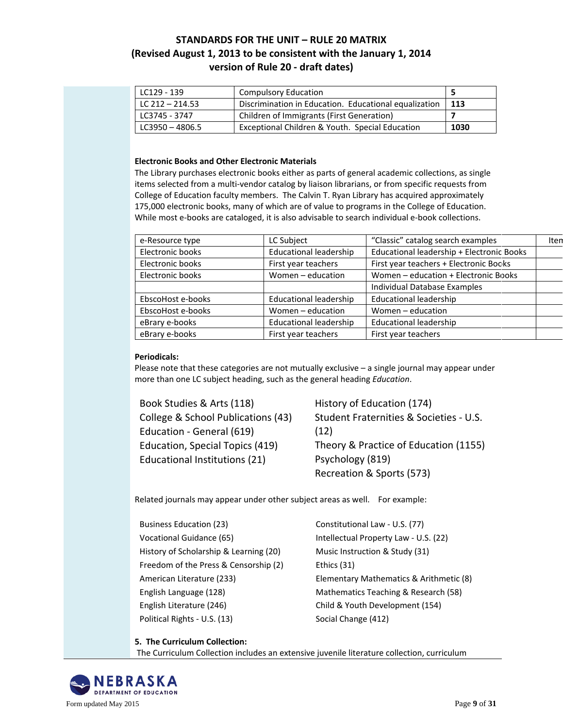# STANDARDS FOR THE UNIT – RULE 20 MATRIX
# (Revised August 1, 2013 to be consistent with the January 1, 2014 version of Rule 20 - draft dates)

| LC129 - 139 | Compulsory Education | **5** |
|---|---|---|
| LC 212 – 214.53 | Discrimination in Education. Educational equalization | **113** |
| LC3745 - 3747 | Children of Immigrants (First Generation) | **7** |
| LC3950 – 4806.5 | Exceptional Children & Youth. Special Education | **1030** |

**Electronic Books and Other Electronic Materials**

The Library purchases electronic books either as parts of general academic collections, as single items selected from a multi-vendor catalog by liaison librarians, or from specific requests from College of Education faculty members. The Calvin T. Ryan Library has acquired approximately 175,000 electronic books, many of which are of value to programs in the College of Education. While most e-books are cataloged, it is also advisable to search individual e-book collections.

| e-Resource type | LC Subject | "Classic" catalog search examples | Iten |
|---|---|---|---|
| Electronic books | Educational leadership | Educational leadership + Electronic Books | |
| Electronic books | First year teachers | First year teachers + Electronic Books | |
| Electronic books | Women – education | Women – education + Electronic Books | |
| | | Individual Database Examples | |
| EbscoHost e-books | Educational leadership | Educational leadership | |
| EbscoHost e-books | Women – education | Women – education | |
| eBrary e-books | Educational leadership | Educational leadership | |
| eBrary e-books | First year teachers | First year teachers | |

**Periodicals:**

Please note that these categories are not mutually exclusive – a single journal may appear under more than one LC subject heading, such as the general heading *Education*.

- Book Studies & Arts (118)
- College & School Publications (43)
- Education - General (619)
- Education, Special Topics (419)
- Educational Institutions (21)
- History of Education (174)
- Student Fraternities & Societies - U.S. (12)
- Theory & Practice of Education (1155)
- Psychology (819)
- Recreation & Sports (573)

Related journals may appear under other subject areas as well. For example:

- Business Education (23)
- Vocational Guidance (65)
- History of Scholarship & Learning (20)
- Freedom of the Press & Censorship (2)
- American Literature (233)
- English Language (128)
- English Literature (246)
- Political Rights - U.S. (13)
- Constitutional Law - U.S. (77)
- Intellectual Property Law - U.S. (22)
- Music Instruction & Study (31)
- Ethics (31)
- Elementary Mathematics & Arithmetic (8)
- Mathematics Teaching & Research (58)
- Child & Youth Development (154)
- Social Change (412)

**5. The Curriculum Collection:**

The Curriculum Collection includes an extensive juvenile literature collection, curriculum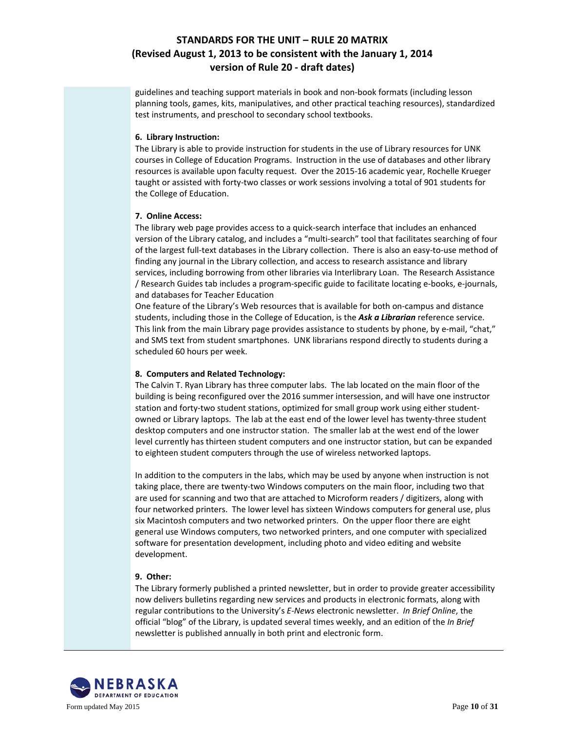guidelines and teaching support materials in book and non-book formats (including lesson planning tools, games, kits, manipulatives, and other practical teaching resources), standardized test instruments, and preschool to secondary school textbooks.

**6. Library Instruction:**
The Library is able to provide instruction for students in the use of Library resources for UNK courses in College of Education Programs. Instruction in the use of databases and other library resources is available upon faculty request. Over the 2015-16 academic year, Rochelle Krueger taught or assisted with forty-two classes or work sessions involving a total of 901 students for the College of Education.

**7. Online Access:**
The library web page provides access to a quick-search interface that includes an enhanced version of the Library catalog, and includes a "multi-search" tool that facilitates searching of four of the largest full-text databases in the Library collection. There is also an easy-to-use method of finding any journal in the Library collection, and access to research assistance and library services, including borrowing from other libraries via Interlibrary Loan. The Research Assistance / Research Guides tab includes a program-specific guide to facilitate locating e-books, e-journals, and databases for Teacher Education
One feature of the Library's Web resources that is available for both on-campus and distance students, including those in the College of Education, is the ***Ask a Librarian*** reference service. This link from the main Library page provides assistance to students by phone, by e-mail, "chat," and SMS text from student smartphones. UNK librarians respond directly to students during a scheduled 60 hours per week.

**8. Computers and Related Technology:**
The Calvin T. Ryan Library has three computer labs. The lab located on the main floor of the building is being reconfigured over the 2016 summer intersession, and will have one instructor station and forty-two student stations, optimized for small group work using either student-owned or Library laptops. The lab at the east end of the lower level has twenty-three student desktop computers and one instructor station. The smaller lab at the west end of the lower level currently has thirteen student computers and one instructor station, but can be expanded to eighteen student computers through the use of wireless networked laptops.

In addition to the computers in the labs, which may be used by anyone when instruction is not taking place, there are twenty-two Windows computers on the main floor, including two that are used for scanning and two that are attached to Microform readers / digitizers, along with four networked printers. The lower level has sixteen Windows computers for general use, plus six Macintosh computers and two networked printers. On the upper floor there are eight general use Windows computers, two networked printers, and one computer with specialized software for presentation development, including photo and video editing and website development.

**9. Other:**
The Library formerly published a printed newsletter, but in order to provide greater accessibility now delivers bulletins regarding new services and products in electronic formats, along with regular contributions to the University's *E-News* electronic newsletter. *In Brief Online*, the official "blog" of the Library, is updated several times weekly, and an edition of the *In Brief* newsletter is published annually in both print and electronic form.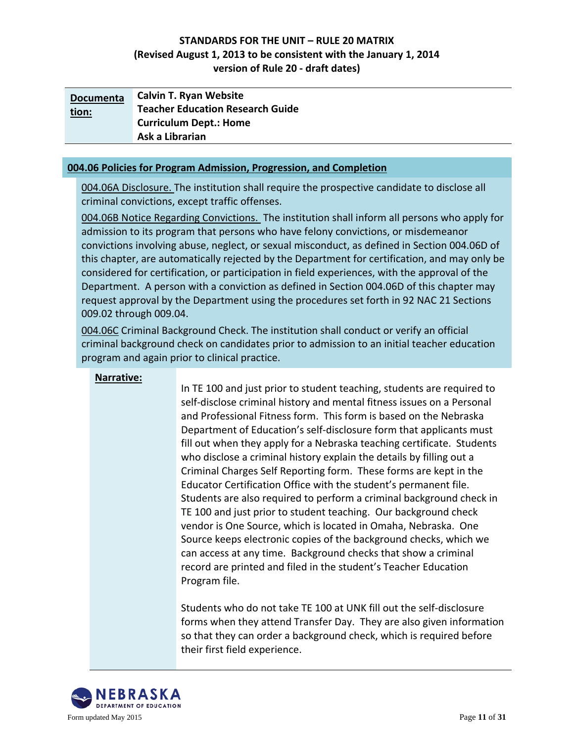**STANDARDS FOR THE UNIT – RULE 20 MATRIX**
**(Revised August 1, 2013 to be consistent with the January 1, 2014 version of Rule 20 - draft dates)**

| **Documentation:** | **Calvin T. Ryan Website**<br>**Teacher Education Research Guide**<br>**Curriculum Dept.: Home**<br>**Ask a Librarian** |
|---|---|

**004.06 Policies for Program Admission, Progression, and Completion**

004.06A Disclosure. The institution shall require the prospective candidate to disclose all criminal convictions, except traffic offenses.

004.06B Notice Regarding Convictions. The institution shall inform all persons who apply for admission to its program that persons who have felony convictions, or misdemeanor convictions involving abuse, neglect, or sexual misconduct, as defined in Section 004.06D of this chapter, are automatically rejected by the Department for certification, and may only be considered for certification, or participation in field experiences, with the approval of the Department. A person with a conviction as defined in Section 004.06D of this chapter may request approval by the Department using the procedures set forth in 92 NAC 21 Sections 009.02 through 009.04.

004.06C Criminal Background Check. The institution shall conduct or verify an official criminal background check on candidates prior to admission to an initial teacher education program and again prior to clinical practice.

**Narrative:**

In TE 100 and just prior to student teaching, students are required to self-disclose criminal history and mental fitness issues on a Personal and Professional Fitness form. This form is based on the Nebraska Department of Education's self-disclosure form that applicants must fill out when they apply for a Nebraska teaching certificate. Students who disclose a criminal history explain the details by filling out a Criminal Charges Self Reporting form. These forms are kept in the Educator Certification Office with the student's permanent file. Students are also required to perform a criminal background check in TE 100 and just prior to student teaching. Our background check vendor is One Source, which is located in Omaha, Nebraska. One Source keeps electronic copies of the background checks, which we can access at any time. Background checks that show a criminal record are printed and filed in the student's Teacher Education Program file.

Students who do not take TE 100 at UNK fill out the self-disclosure forms when they attend Transfer Day. They are also given information so that they can order a background check, which is required before their first field experience.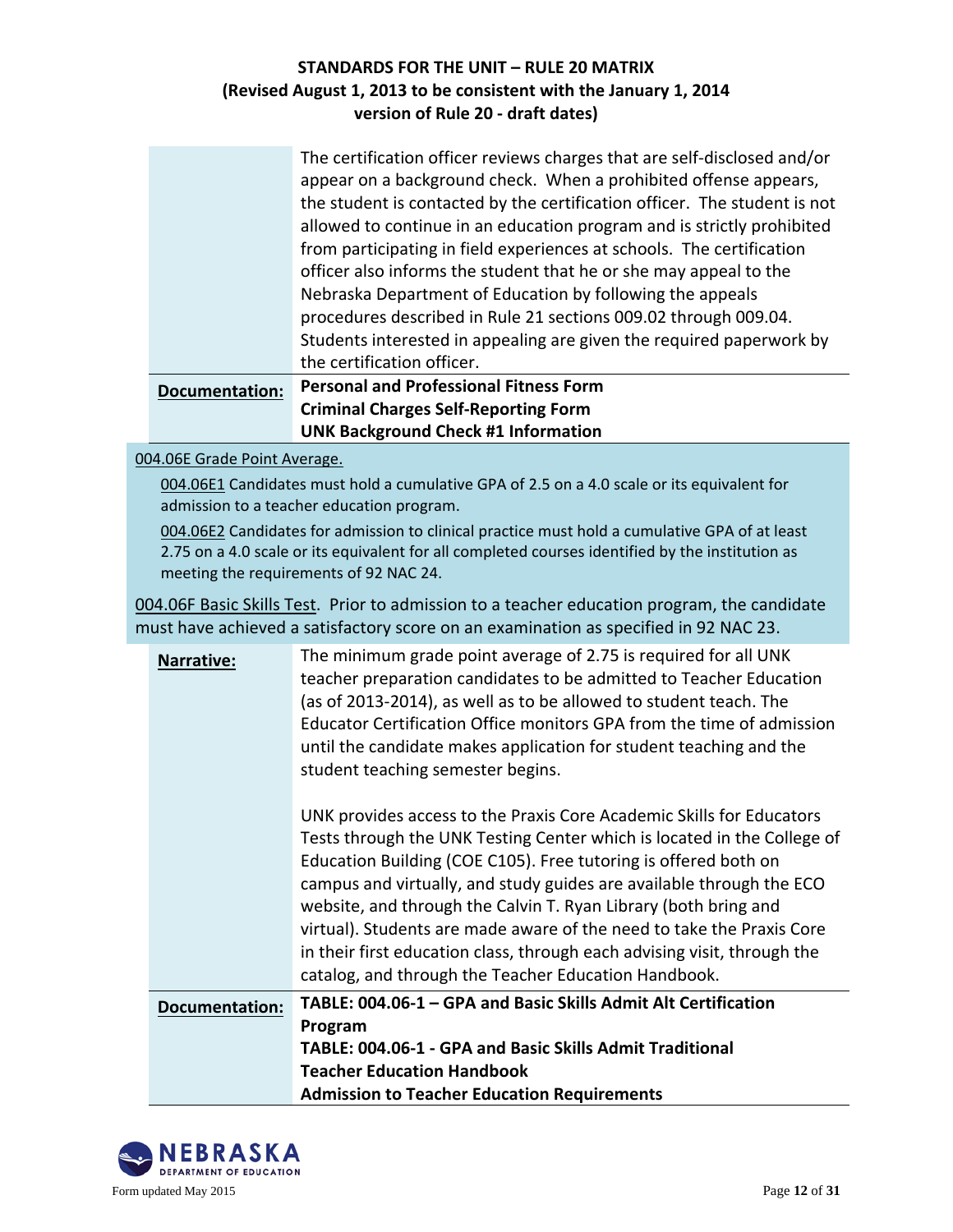The certification officer reviews charges that are self-disclosed and/or appear on a background check. When a prohibited offense appears, the student is contacted by the certification officer. The student is not allowed to continue in an education program and is strictly prohibited from participating in field experiences at schools. The certification officer also informs the student that he or she may appeal to the Nebraska Department of Education by following the appeals procedures described in Rule 21 sections 009.02 through 009.04. Students interested in appealing are given the required paperwork by the certification officer.

**Documentation:**

**Personal and Professional Fitness Form**
**Criminal Charges Self-Reporting Form**
**UNK Background Check #1 Information**

004.06E Grade Point Average.

004.06E1 Candidates must hold a cumulative GPA of 2.5 on a 4.0 scale or its equivalent for admission to a teacher education program.

004.06E2 Candidates for admission to clinical practice must hold a cumulative GPA of at least 2.75 on a 4.0 scale or its equivalent for all completed courses identified by the institution as meeting the requirements of 92 NAC 24.

004.06F Basic Skills Test. Prior to admission to a teacher education program, the candidate must have achieved a satisfactory score on an examination as specified in 92 NAC 23.

**Narrative:**

The minimum grade point average of 2.75 is required for all UNK teacher preparation candidates to be admitted to Teacher Education (as of 2013-2014), as well as to be allowed to student teach. The Educator Certification Office monitors GPA from the time of admission until the candidate makes application for student teaching and the student teaching semester begins.

UNK provides access to the Praxis Core Academic Skills for Educators Tests through the UNK Testing Center which is located in the College of Education Building (COE C105). Free tutoring is offered both on campus and virtually, and study guides are available through the ECO website, and through the Calvin T. Ryan Library (both bring and virtual). Students are made aware of the need to take the Praxis Core in their first education class, through each advising visit, through the catalog, and through the Teacher Education Handbook.

**Documentation:**

**TABLE: 004.06-1 – GPA and Basic Skills Admit Alt Certification Program**
**TABLE: 004.06-1 - GPA and Basic Skills Admit Traditional**
**Teacher Education Handbook**
**Admission to Teacher Education Requirements**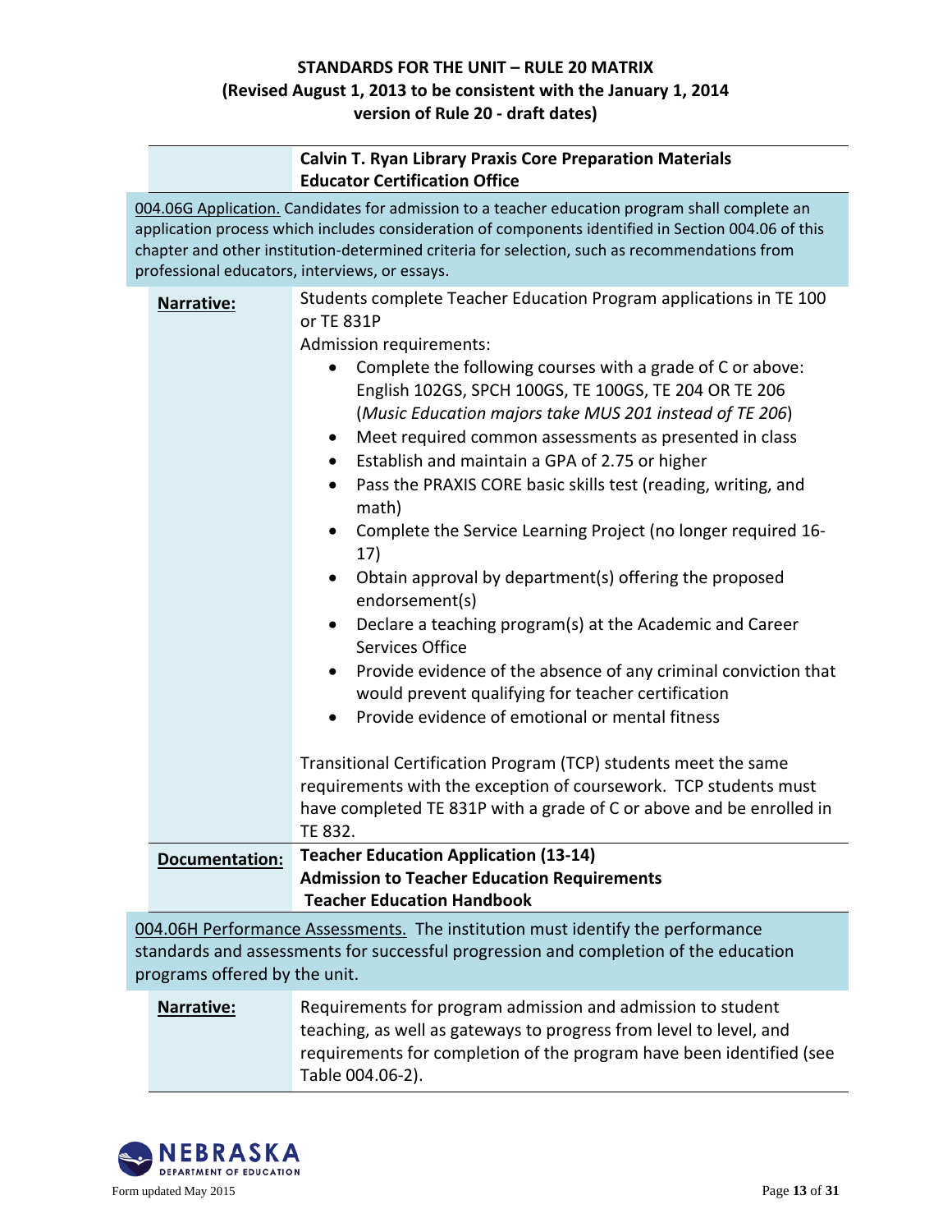**STANDARDS FOR THE UNIT – RULE 20 MATRIX**
**(Revised August 1, 2013 to be consistent with the January 1, 2014 version of Rule 20 - draft dates)**

| | |
|---|---|
| | **Calvin T. Ryan Library Praxis Core Preparation Materials**<br>**Educator Certification Office** |

004.06G Application. Candidates for admission to a teacher education program shall complete an application process which includes consideration of components identified in Section 004.06 of this chapter and other institution-determined criteria for selection, such as recommendations from professional educators, interviews, or essays.

| | |
|---|---|
| **Narrative:** | Students complete Teacher Education Program applications in TE 100 or TE 831P<br>Admission requirements:<br>• Complete the following courses with a grade of C or above: English 102GS, SPCH 100GS, TE 100GS, TE 204 OR TE 206 (*Music Education majors take MUS 201 instead of TE 206*)<br>• Meet required common assessments as presented in class<br>• Establish and maintain a GPA of 2.75 or higher<br>• Pass the PRAXIS CORE basic skills test (reading, writing, and math)<br>• Complete the Service Learning Project (no longer required 16-17)<br>• Obtain approval by department(s) offering the proposed endorsement(s)<br>• Declare a teaching program(s) at the Academic and Career Services Office<br>• Provide evidence of the absence of any criminal conviction that would prevent qualifying for teacher certification<br>• Provide evidence of emotional or mental fitness<br><br>Transitional Certification Program (TCP) students meet the same requirements with the exception of coursework. TCP students must have completed TE 831P with a grade of C or above and be enrolled in TE 832. |
| **Documentation:** | **Teacher Education Application (13-14)**<br>**Admission to Teacher Education Requirements**<br>**Teacher Education Handbook** |

004.06H Performance Assessments. The institution must identify the performance standards and assessments for successful progression and completion of the education programs offered by the unit.

| | |
|---|---|
| **Narrative:** | Requirements for program admission and admission to student teaching, as well as gateways to progress from level to level, and requirements for completion of the program have been identified (see Table 004.06-2). |

Form updated May 2015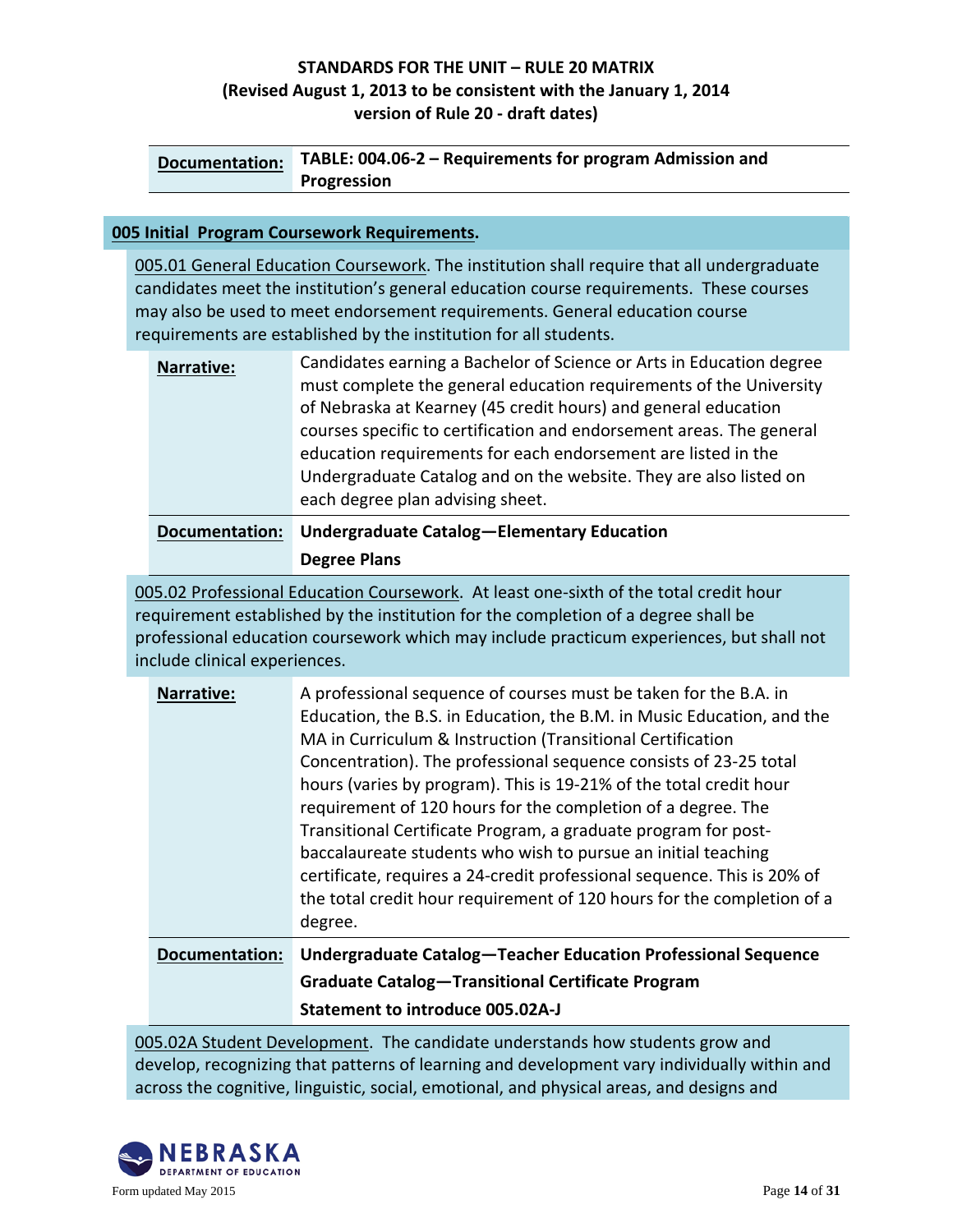| **Documentation:** | **TABLE: 004.06-2 – Requirements for program Admission and Progression** |
|---|---|

## 005 Initial Program Coursework Requirements.

005.01 General Education Coursework. The institution shall require that all undergraduate candidates meet the institution's general education course requirements. These courses may also be used to meet endorsement requirements. General education course requirements are established by the institution for all students.

| | |
|---|---|
| **Narrative:** | Candidates earning a Bachelor of Science or Arts in Education degree must complete the general education requirements of the University of Nebraska at Kearney (45 credit hours) and general education courses specific to certification and endorsement areas. The general education requirements for each endorsement are listed in the Undergraduate Catalog and on the website. They are also listed on each degree plan advising sheet. |
| **Documentation:** | **Undergraduate Catalog—Elementary Education**<br>**Degree Plans** |

005.02 Professional Education Coursework. At least one-sixth of the total credit hour requirement established by the institution for the completion of a degree shall be professional education coursework which may include practicum experiences, but shall not include clinical experiences.

| | |
|---|---|
| **Narrative:** | A professional sequence of courses must be taken for the B.A. in Education, the B.S. in Education, the B.M. in Music Education, and the MA in Curriculum & Instruction (Transitional Certification Concentration). The professional sequence consists of 23-25 total hours (varies by program). This is 19-21% of the total credit hour requirement of 120 hours for the completion of a degree. The Transitional Certificate Program, a graduate program for post-baccalaureate students who wish to pursue an initial teaching certificate, requires a 24-credit professional sequence. This is 20% of the total credit hour requirement of 120 hours for the completion of a degree. |
| **Documentation:** | **Undergraduate Catalog—Teacher Education Professional Sequence**<br>**Graduate Catalog—Transitional Certificate Program**<br>**Statement to introduce 005.02A-J** |

005.02A Student Development. The candidate understands how students grow and develop, recognizing that patterns of learning and development vary individually within and across the cognitive, linguistic, social, emotional, and physical areas, and designs and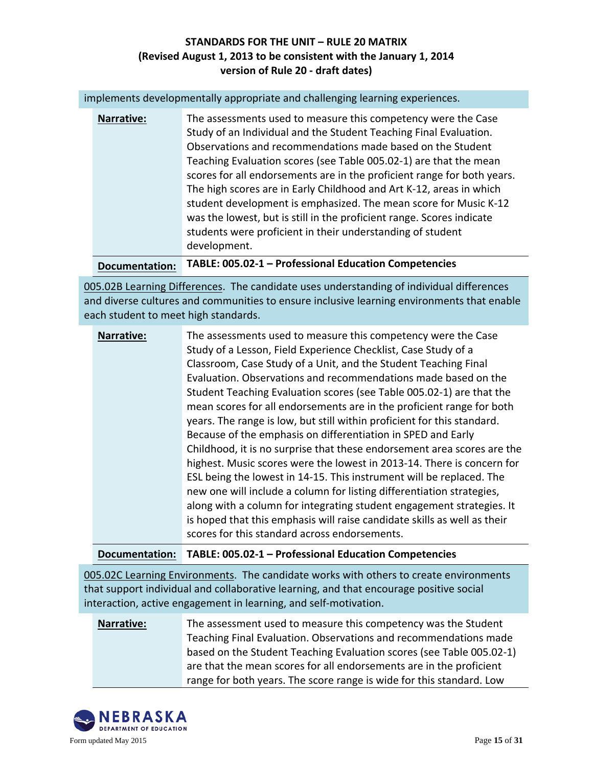implements developmentally appropriate and challenging learning experiences.

**Narrative:** The assessments used to measure this competency were the Case Study of an Individual and the Student Teaching Final Evaluation. Observations and recommendations made based on the Student Teaching Evaluation scores (see Table 005.02-1) are that the mean scores for all endorsements are in the proficient range for both years. The high scores are in Early Childhood and Art K-12, areas in which student development is emphasized. The mean score for Music K-12 was the lowest, but is still in the proficient range. Scores indicate students were proficient in their understanding of student development.

**Documentation:** **TABLE: 005.02-1 – Professional Education Competencies**

005.02B Learning Differences. The candidate uses understanding of individual differences and diverse cultures and communities to ensure inclusive learning environments that enable each student to meet high standards.

**Narrative:** The assessments used to measure this competency were the Case Study of a Lesson, Field Experience Checklist, Case Study of a Classroom, Case Study of a Unit, and the Student Teaching Final Evaluation. Observations and recommendations made based on the Student Teaching Evaluation scores (see Table 005.02-1) are that the mean scores for all endorsements are in the proficient range for both years. The range is low, but still within proficient for this standard. Because of the emphasis on differentiation in SPED and Early Childhood, it is no surprise that these endorsement area scores are the highest. Music scores were the lowest in 2013-14. There is concern for ESL being the lowest in 14-15. This instrument will be replaced. The new one will include a column for listing differentiation strategies, along with a column for integrating student engagement strategies. It is hoped that this emphasis will raise candidate skills as well as their scores for this standard across endorsements.

**Documentation:** **TABLE: 005.02-1 – Professional Education Competencies**

005.02C Learning Environments. The candidate works with others to create environments that support individual and collaborative learning, and that encourage positive social interaction, active engagement in learning, and self-motivation.

**Narrative:** The assessment used to measure this competency was the Student Teaching Final Evaluation. Observations and recommendations made based on the Student Teaching Evaluation scores (see Table 005.02-1) are that the mean scores for all endorsements are in the proficient range for both years. The score range is wide for this standard. Low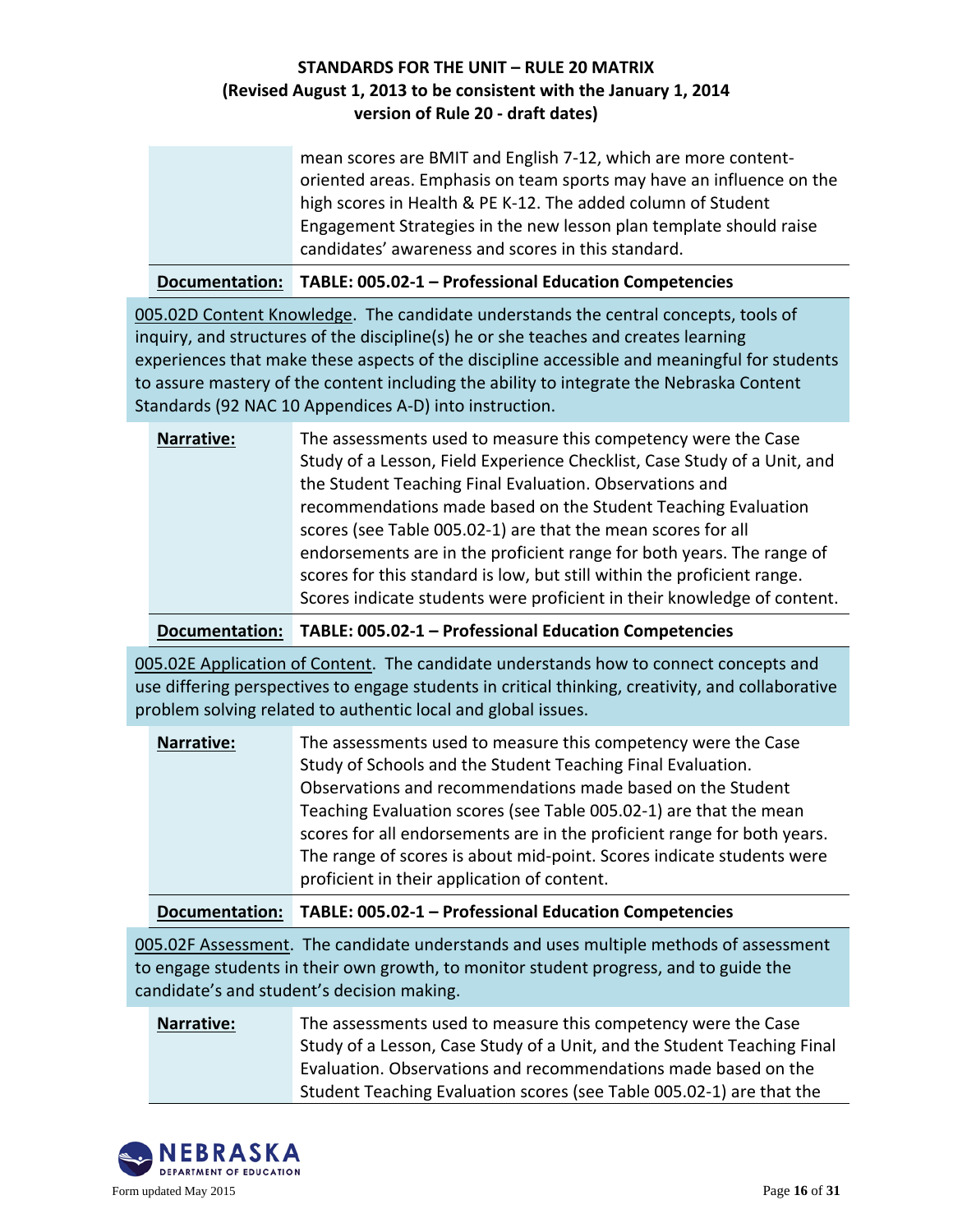mean scores are BMIT and English 7-12, which are more content-oriented areas. Emphasis on team sports may have an influence on the high scores in Health & PE K-12. The added column of Student Engagement Strategies in the new lesson plan template should raise candidates' awareness and scores in this standard.

**Documentation:** **TABLE: 005.02-1 – Professional Education Competencies**

005.02D Content Knowledge. The candidate understands the central concepts, tools of inquiry, and structures of the discipline(s) he or she teaches and creates learning experiences that make these aspects of the discipline accessible and meaningful for students to assure mastery of the content including the ability to integrate the Nebraska Content Standards (92 NAC 10 Appendices A-D) into instruction.

**Narrative:** The assessments used to measure this competency were the Case Study of a Lesson, Field Experience Checklist, Case Study of a Unit, and the Student Teaching Final Evaluation. Observations and recommendations made based on the Student Teaching Evaluation scores (see Table 005.02-1) are that the mean scores for all endorsements are in the proficient range for both years. The range of scores for this standard is low, but still within the proficient range. Scores indicate students were proficient in their knowledge of content.

**Documentation:** **TABLE: 005.02-1 – Professional Education Competencies**

005.02E Application of Content. The candidate understands how to connect concepts and use differing perspectives to engage students in critical thinking, creativity, and collaborative problem solving related to authentic local and global issues.

**Narrative:** The assessments used to measure this competency were the Case Study of Schools and the Student Teaching Final Evaluation. Observations and recommendations made based on the Student Teaching Evaluation scores (see Table 005.02-1) are that the mean scores for all endorsements are in the proficient range for both years. The range of scores is about mid-point. Scores indicate students were proficient in their application of content.

**Documentation:** **TABLE: 005.02-1 – Professional Education Competencies**

005.02F Assessment. The candidate understands and uses multiple methods of assessment to engage students in their own growth, to monitor student progress, and to guide the candidate's and student's decision making.

**Narrative:** The assessments used to measure this competency were the Case Study of a Lesson, Case Study of a Unit, and the Student Teaching Final Evaluation. Observations and recommendations made based on the Student Teaching Evaluation scores (see Table 005.02-1) are that the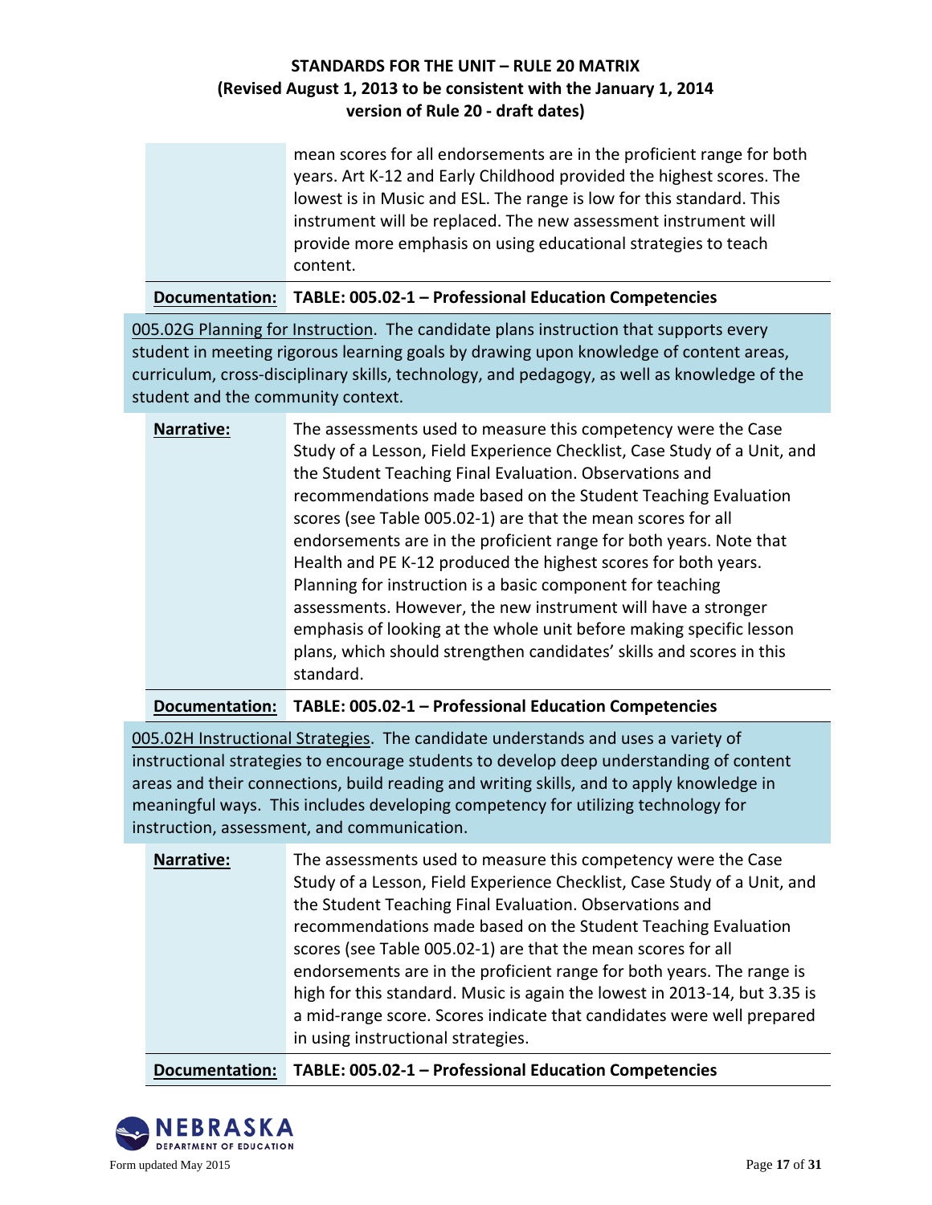mean scores for all endorsements are in the proficient range for both years. Art K-12 and Early Childhood provided the highest scores. The lowest is in Music and ESL. The range is low for this standard. This instrument will be replaced. The new assessment instrument will provide more emphasis on using educational strategies to teach content.

**Documentation:** **TABLE: 005.02-1 – Professional Education Competencies**

005.02G Planning for Instruction. The candidate plans instruction that supports every student in meeting rigorous learning goals by drawing upon knowledge of content areas, curriculum, cross-disciplinary skills, technology, and pedagogy, as well as knowledge of the student and the community context.

**Narrative:** The assessments used to measure this competency were the Case Study of a Lesson, Field Experience Checklist, Case Study of a Unit, and the Student Teaching Final Evaluation. Observations and recommendations made based on the Student Teaching Evaluation scores (see Table 005.02-1) are that the mean scores for all endorsements are in the proficient range for both years. Note that Health and PE K-12 produced the highest scores for both years. Planning for instruction is a basic component for teaching assessments. However, the new instrument will have a stronger emphasis of looking at the whole unit before making specific lesson plans, which should strengthen candidates' skills and scores in this standard.

**Documentation:** **TABLE: 005.02-1 – Professional Education Competencies**

005.02H Instructional Strategies. The candidate understands and uses a variety of instructional strategies to encourage students to develop deep understanding of content areas and their connections, build reading and writing skills, and to apply knowledge in meaningful ways. This includes developing competency for utilizing technology for instruction, assessment, and communication.

**Narrative:** The assessments used to measure this competency were the Case Study of a Lesson, Field Experience Checklist, Case Study of a Unit, and the Student Teaching Final Evaluation. Observations and recommendations made based on the Student Teaching Evaluation scores (see Table 005.02-1) are that the mean scores for all endorsements are in the proficient range for both years. The range is high for this standard. Music is again the lowest in 2013-14, but 3.35 is a mid-range score. Scores indicate that candidates were well prepared in using instructional strategies.

**Documentation:** **TABLE: 005.02-1 – Professional Education Competencies**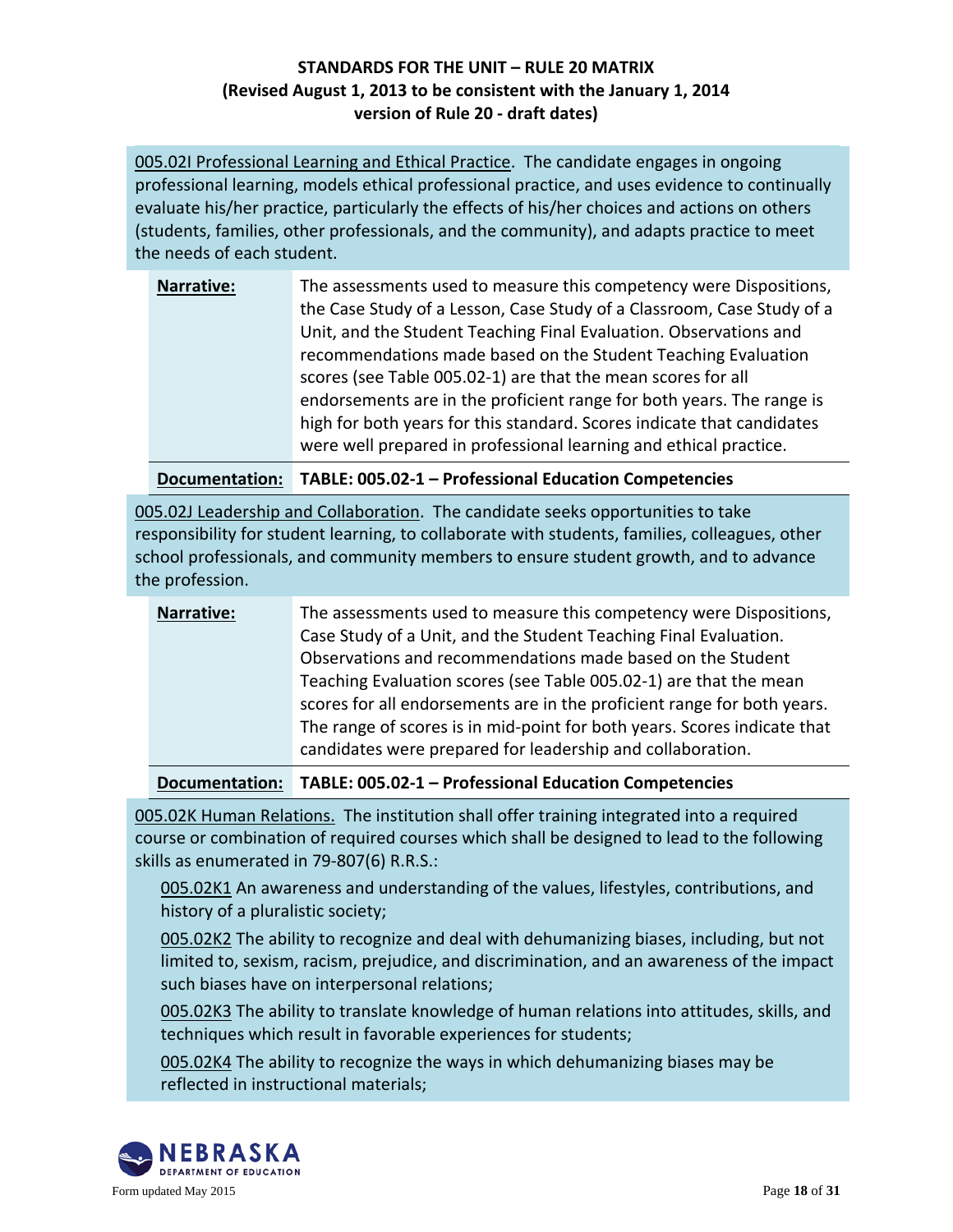# STANDARDS FOR THE UNIT – RULE 20 MATRIX
## (Revised August 1, 2013 to be consistent with the January 1, 2014 version of Rule 20 - draft dates)

005.02I Professional Learning and Ethical Practice. The candidate engages in ongoing professional learning, models ethical professional practice, and uses evidence to continually evaluate his/her practice, particularly the effects of his/her choices and actions on others (students, families, other professionals, and the community), and adapts practice to meet the needs of each student.

| | |
|---|---|
| **Narrative:** | The assessments used to measure this competency were Dispositions, the Case Study of a Lesson, Case Study of a Classroom, Case Study of a Unit, and the Student Teaching Final Evaluation. Observations and recommendations made based on the Student Teaching Evaluation scores (see Table 005.02-1) are that the mean scores for all endorsements are in the proficient range for both years. The range is high for both years for this standard. Scores indicate that candidates were well prepared in professional learning and ethical practice. |
| **Documentation:** | **TABLE: 005.02-1 – Professional Education Competencies** |

005.02J Leadership and Collaboration. The candidate seeks opportunities to take responsibility for student learning, to collaborate with students, families, colleagues, other school professionals, and community members to ensure student growth, and to advance the profession.

| | |
|---|---|
| **Narrative:** | The assessments used to measure this competency were Dispositions, Case Study of a Unit, and the Student Teaching Final Evaluation. Observations and recommendations made based on the Student Teaching Evaluation scores (see Table 005.02-1) are that the mean scores for all endorsements are in the proficient range for both years. The range of scores is in mid-point for both years. Scores indicate that candidates were prepared for leadership and collaboration. |
| **Documentation:** | **TABLE: 005.02-1 – Professional Education Competencies** |

005.02K Human Relations. The institution shall offer training integrated into a required course or combination of required courses which shall be designed to lead to the following skills as enumerated in 79-807(6) R.R.S.:

005.02K1 An awareness and understanding of the values, lifestyles, contributions, and history of a pluralistic society;

005.02K2 The ability to recognize and deal with dehumanizing biases, including, but not limited to, sexism, racism, prejudice, and discrimination, and an awareness of the impact such biases have on interpersonal relations;

005.02K3 The ability to translate knowledge of human relations into attitudes, skills, and techniques which result in favorable experiences for students;

005.02K4 The ability to recognize the ways in which dehumanizing biases may be reflected in instructional materials;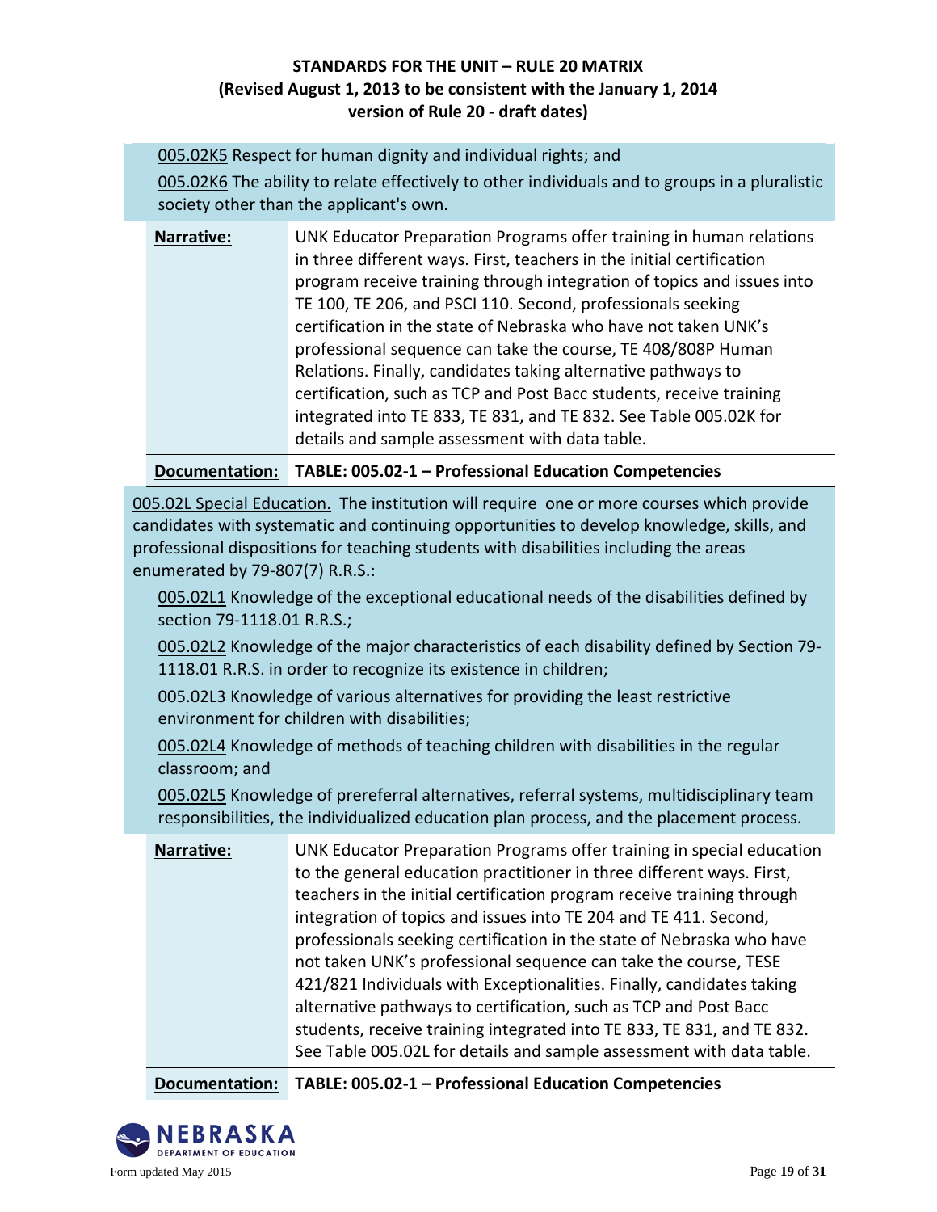005.02K5 Respect for human dignity and individual rights; and

005.02K6 The ability to relate effectively to other individuals and to groups in a pluralistic society other than the applicant's own.

| | |
|---|---|
| **Narrative:** | UNK Educator Preparation Programs offer training in human relations in three different ways. First, teachers in the initial certification program receive training through integration of topics and issues into TE 100, TE 206, and PSCI 110. Second, professionals seeking certification in the state of Nebraska who have not taken UNK's professional sequence can take the course, TE 408/808P Human Relations. Finally, candidates taking alternative pathways to certification, such as TCP and Post Bacc students, receive training integrated into TE 833, TE 831, and TE 832. See Table 005.02K for details and sample assessment with data table. |
| **Documentation:** | **TABLE: 005.02-1 – Professional Education Competencies** |

005.02L Special Education. The institution will require one or more courses which provide candidates with systematic and continuing opportunities to develop knowledge, skills, and professional dispositions for teaching students with disabilities including the areas enumerated by 79-807(7) R.R.S.:

005.02L1 Knowledge of the exceptional educational needs of the disabilities defined by section 79-1118.01 R.R.S.;

005.02L2 Knowledge of the major characteristics of each disability defined by Section 79-1118.01 R.R.S. in order to recognize its existence in children;

005.02L3 Knowledge of various alternatives for providing the least restrictive environment for children with disabilities;

005.02L4 Knowledge of methods of teaching children with disabilities in the regular classroom; and

005.02L5 Knowledge of prereferral alternatives, referral systems, multidisciplinary team responsibilities, the individualized education plan process, and the placement process.

| | |
|---|---|
| **Narrative:** | UNK Educator Preparation Programs offer training in special education to the general education practitioner in three different ways. First, teachers in the initial certification program receive training through integration of topics and issues into TE 204 and TE 411. Second, professionals seeking certification in the state of Nebraska who have not taken UNK's professional sequence can take the course, TESE 421/821 Individuals with Exceptionalities. Finally, candidates taking alternative pathways to certification, such as TCP and Post Bacc students, receive training integrated into TE 833, TE 831, and TE 832. See Table 005.02L for details and sample assessment with data table. |
| **Documentation:** | **TABLE: 005.02-1 – Professional Education Competencies** |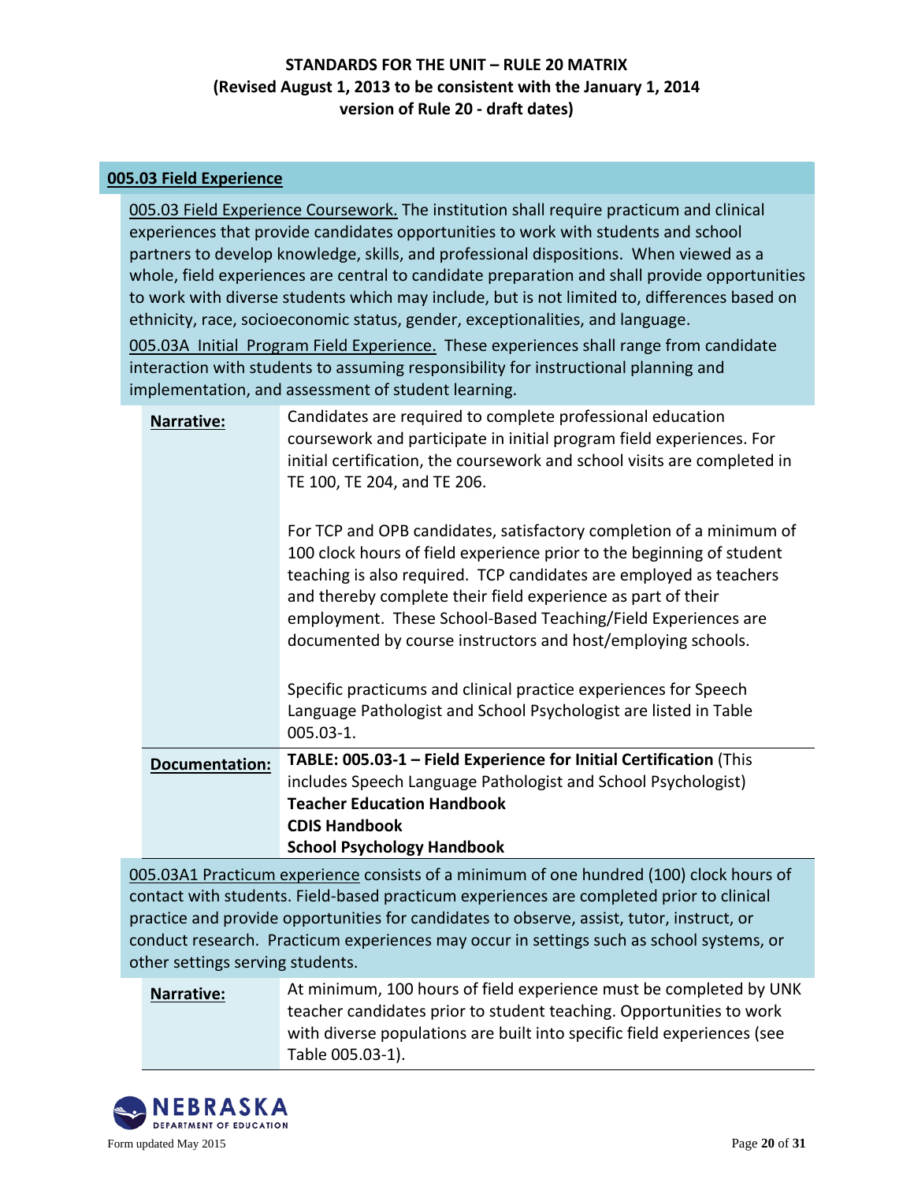## STANDARDS FOR THE UNIT – RULE 20 MATRIX
### (Revised August 1, 2013 to be consistent with the January 1, 2014 version of Rule 20 - draft dates)

### 005.03 Field Experience

005.03 Field Experience Coursework. The institution shall require practicum and clinical experiences that provide candidates opportunities to work with students and school partners to develop knowledge, skills, and professional dispositions. When viewed as a whole, field experiences are central to candidate preparation and shall provide opportunities to work with diverse students which may include, but is not limited to, differences based on ethnicity, race, socioeconomic status, gender, exceptionalities, and language.

005.03A Initial Program Field Experience. These experiences shall range from candidate interaction with students to assuming responsibility for instructional planning and implementation, and assessment of student learning.

| | |
|---|---|
| **Narrative:** | Candidates are required to complete professional education coursework and participate in initial program field experiences. For initial certification, the coursework and school visits are completed in TE 100, TE 204, and TE 206.<br><br>For TCP and OPB candidates, satisfactory completion of a minimum of 100 clock hours of field experience prior to the beginning of student teaching is also required. TCP candidates are employed as teachers and thereby complete their field experience as part of their employment. These School-Based Teaching/Field Experiences are documented by course instructors and host/employing schools.<br><br>Specific practicums and clinical practice experiences for Speech Language Pathologist and School Psychologist are listed in Table 005.03-1. |
| **Documentation:** | **TABLE: 005.03-1 – Field Experience for Initial Certification** (This includes Speech Language Pathologist and School Psychologist)<br>**Teacher Education Handbook**<br>**CDIS Handbook**<br>**School Psychology Handbook** |

005.03A1 Practicum experience consists of a minimum of one hundred (100) clock hours of contact with students. Field-based practicum experiences are completed prior to clinical practice and provide opportunities for candidates to observe, assist, tutor, instruct, or conduct research. Practicum experiences may occur in settings such as school systems, or other settings serving students.

| | |
|---|---|
| **Narrative:** | At minimum, 100 hours of field experience must be completed by UNK teacher candidates prior to student teaching. Opportunities to work with diverse populations are built into specific field experiences (see Table 005.03-1). |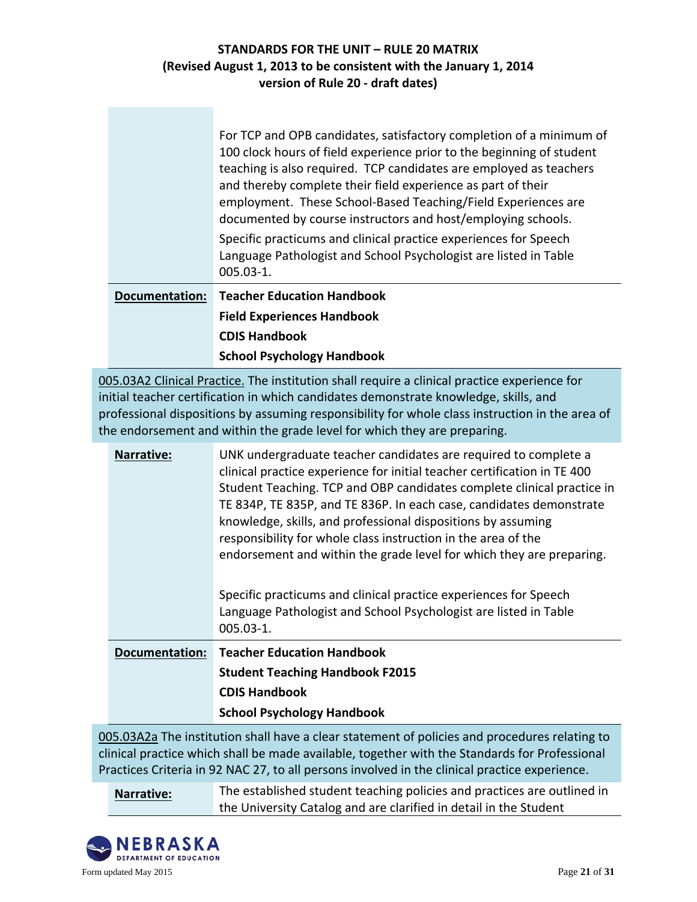| | |
|---|---|
| | For TCP and OPB candidates, satisfactory completion of a minimum of 100 clock hours of field experience prior to the beginning of student teaching is also required. TCP candidates are employed as teachers and thereby complete their field experience as part of their employment. These School-Based Teaching/Field Experiences are documented by course instructors and host/employing schools.<br><br>Specific practicums and clinical practice experiences for Speech Language Pathologist and School Psychologist are listed in Table 005.03-1. |
| **Documentation:** | **Teacher Education Handbook**<br>**Field Experiences Handbook**<br>**CDIS Handbook**<br>**School Psychology Handbook** |

005.03A2 Clinical Practice. The institution shall require a clinical practice experience for initial teacher certification in which candidates demonstrate knowledge, skills, and professional dispositions by assuming responsibility for whole class instruction in the area of the endorsement and within the grade level for which they are preparing.

| | |
|---|---|
| **Narrative:** | UNK undergraduate teacher candidates are required to complete a clinical practice experience for initial teacher certification in TE 400 Student Teaching. TCP and OBP candidates complete clinical practice in TE 834P, TE 835P, and TE 836P. In each case, candidates demonstrate knowledge, skills, and professional dispositions by assuming responsibility for whole class instruction in the area of the endorsement and within the grade level for which they are preparing.<br><br>Specific practicums and clinical practice experiences for Speech Language Pathologist and School Psychologist are listed in Table 005.03-1. |
| **Documentation:** | **Teacher Education Handbook**<br>**Student Teaching Handbook F2015**<br>**CDIS Handbook**<br>**School Psychology Handbook** |

005.03A2a The institution shall have a clear statement of policies and procedures relating to clinical practice which shall be made available, together with the Standards for Professional Practices Criteria in 92 NAC 27, to all persons involved in the clinical practice experience.

| | |
|---|---|
| **Narrative:** | The established student teaching policies and practices are outlined in the University Catalog and are clarified in detail in the Student |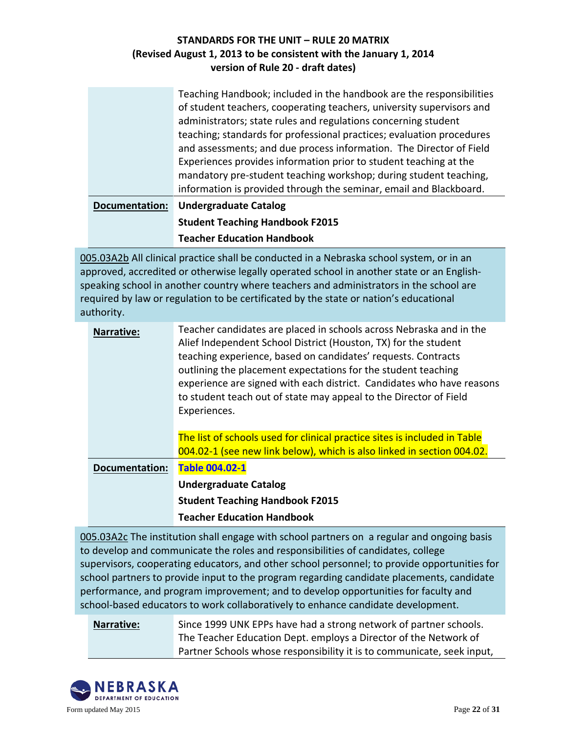Teaching Handbook; included in the handbook are the responsibilities of student teachers, cooperating teachers, university supervisors and administrators; state rules and regulations concerning student teaching; standards for professional practices; evaluation procedures and assessments; and due process information. The Director of Field Experiences provides information prior to student teaching at the mandatory pre-student teaching workshop; during student teaching, information is provided through the seminar, email and Blackboard.

**Documentation:**

**Undergraduate Catalog**

**Student Teaching Handbook F2015**

**Teacher Education Handbook**

005.03A2b All clinical practice shall be conducted in a Nebraska school system, or in an approved, accredited or otherwise legally operated school in another state or an English-speaking school in another country where teachers and administrators in the school are required by law or regulation to be certificated by the state or nation's educational authority.

**Narrative:**

Teacher candidates are placed in schools across Nebraska and in the Alief Independent School District (Houston, TX) for the student teaching experience, based on candidates' requests. Contracts outlining the placement expectations for the student teaching experience are signed with each district. Candidates who have reasons to student teach out of state may appeal to the Director of Field Experiences.

The list of schools used for clinical practice sites is included in Table 004.02-1 (see new link below), which is also linked in section 004.02.

**Documentation:**

**Table 004.02-1**

**Undergraduate Catalog**

**Student Teaching Handbook F2015**

**Teacher Education Handbook**

005.03A2c The institution shall engage with school partners on a regular and ongoing basis to develop and communicate the roles and responsibilities of candidates, college supervisors, cooperating educators, and other school personnel; to provide opportunities for school partners to provide input to the program regarding candidate placements, candidate performance, and program improvement; and to develop opportunities for faculty and school-based educators to work collaboratively to enhance candidate development.

**Narrative:**

Since 1999 UNK EPPs have had a strong network of partner schools. The Teacher Education Dept. employs a Director of the Network of Partner Schools whose responsibility it is to communicate, seek input,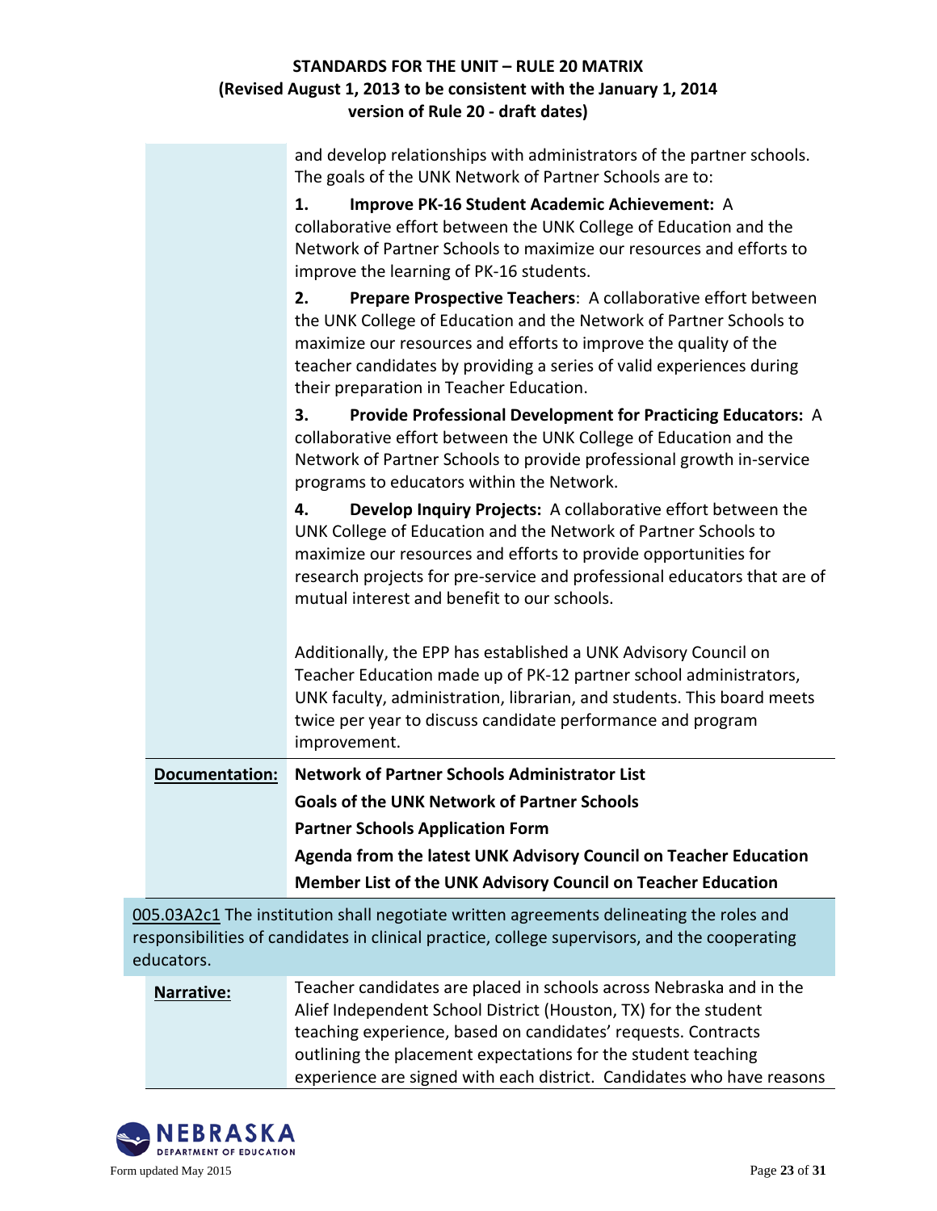and develop relationships with administrators of the partner schools. The goals of the UNK Network of Partner Schools are to:

1. **Improve PK-16 Student Academic Achievement:** A collaborative effort between the UNK College of Education and the Network of Partner Schools to maximize our resources and efforts to improve the learning of PK-16 students.

2. **Prepare Prospective Teachers**: A collaborative effort between the UNK College of Education and the Network of Partner Schools to maximize our resources and efforts to improve the quality of the teacher candidates by providing a series of valid experiences during their preparation in Teacher Education.

3. **Provide Professional Development for Practicing Educators:** A collaborative effort between the UNK College of Education and the Network of Partner Schools to provide professional growth in-service programs to educators within the Network.

4. **Develop Inquiry Projects:** A collaborative effort between the UNK College of Education and the Network of Partner Schools to maximize our resources and efforts to provide opportunities for research projects for pre-service and professional educators that are of mutual interest and benefit to our schools.

Additionally, the EPP has established a UNK Advisory Council on Teacher Education made up of PK-12 partner school administrators, UNK faculty, administration, librarian, and students. This board meets twice per year to discuss candidate performance and program improvement.

**Documentation:**

**Network of Partner Schools Administrator List**

**Goals of the UNK Network of Partner Schools**

**Partner Schools Application Form**

**Agenda from the latest UNK Advisory Council on Teacher Education**

**Member List of the UNK Advisory Council on Teacher Education**

005.03A2c1 The institution shall negotiate written agreements delineating the roles and responsibilities of candidates in clinical practice, college supervisors, and the cooperating educators.

**Narrative:**

Teacher candidates are placed in schools across Nebraska and in the Alief Independent School District (Houston, TX) for the student teaching experience, based on candidates' requests. Contracts outlining the placement expectations for the student teaching experience are signed with each district. Candidates who have reasons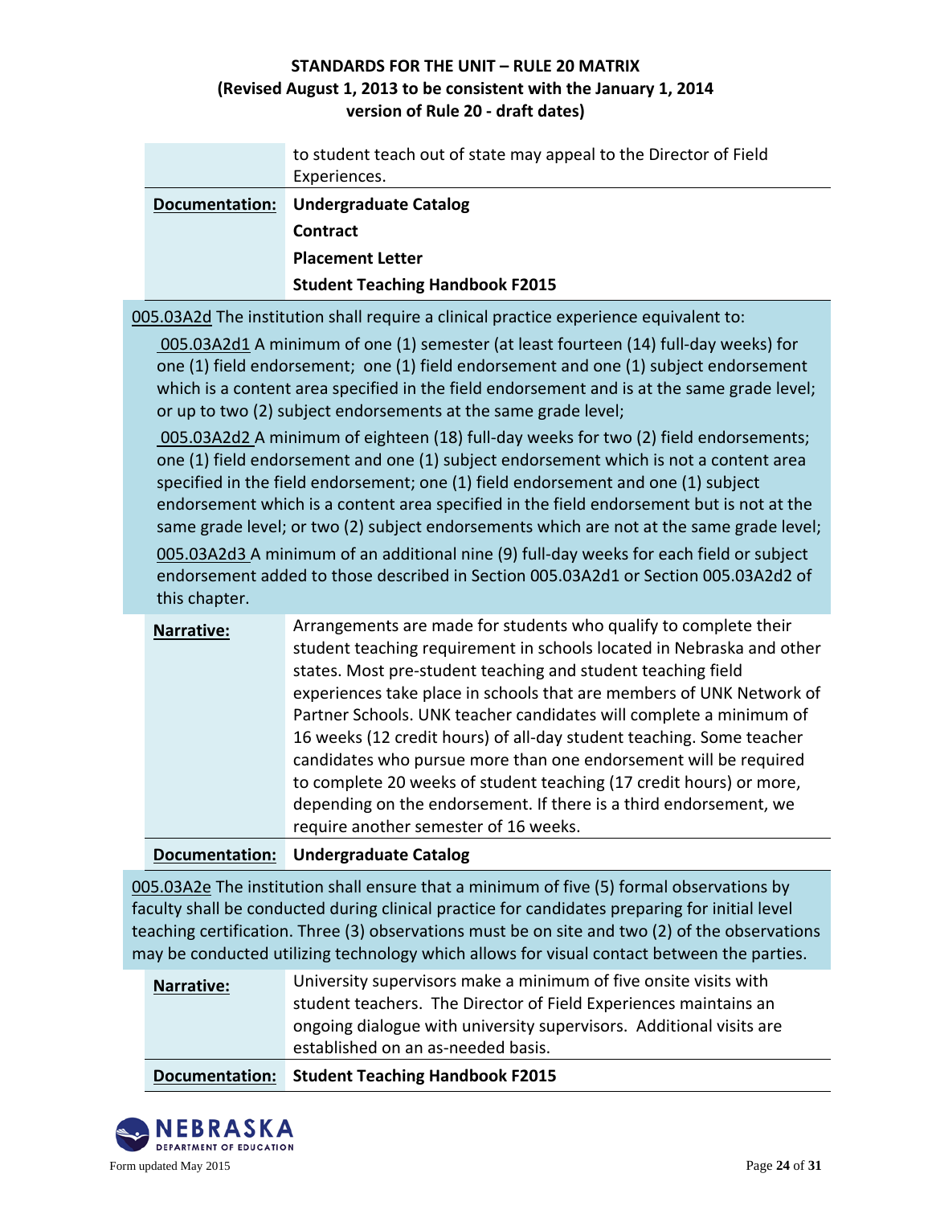| | |
|---|---|
| | to student teach out of state may appeal to the Director of Field Experiences. |
| **Documentation:** | **Undergraduate Catalog**<br>**Contract**<br>**Placement Letter**<br>**Student Teaching Handbook F2015** |

005.03A2d The institution shall require a clinical practice experience equivalent to:

005.03A2d1 A minimum of one (1) semester (at least fourteen (14) full-day weeks) for one (1) field endorsement; one (1) field endorsement and one (1) subject endorsement which is a content area specified in the field endorsement and is at the same grade level; or up to two (2) subject endorsements at the same grade level;

005.03A2d2 A minimum of eighteen (18) full-day weeks for two (2) field endorsements; one (1) field endorsement and one (1) subject endorsement which is not a content area specified in the field endorsement; one (1) field endorsement and one (1) subject endorsement which is a content area specified in the field endorsement but is not at the same grade level; or two (2) subject endorsements which are not at the same grade level;

005.03A2d3 A minimum of an additional nine (9) full-day weeks for each field or subject endorsement added to those described in Section 005.03A2d1 or Section 005.03A2d2 of this chapter.

| | |
|---|---|
| **Narrative:** | Arrangements are made for students who qualify to complete their student teaching requirement in schools located in Nebraska and other states. Most pre-student teaching and student teaching field experiences take place in schools that are members of UNK Network of Partner Schools. UNK teacher candidates will complete a minimum of 16 weeks (12 credit hours) of all-day student teaching. Some teacher candidates who pursue more than one endorsement will be required to complete 20 weeks of student teaching (17 credit hours) or more, depending on the endorsement. If there is a third endorsement, we require another semester of 16 weeks. |
| **Documentation:** | **Undergraduate Catalog** |

005.03A2e The institution shall ensure that a minimum of five (5) formal observations by faculty shall be conducted during clinical practice for candidates preparing for initial level teaching certification. Three (3) observations must be on site and two (2) of the observations may be conducted utilizing technology which allows for visual contact between the parties.

| | |
|---|---|
| **Narrative:** | University supervisors make a minimum of five onsite visits with student teachers. The Director of Field Experiences maintains an ongoing dialogue with university supervisors. Additional visits are established on an as-needed basis. |
| **Documentation:** | **Student Teaching Handbook F2015** |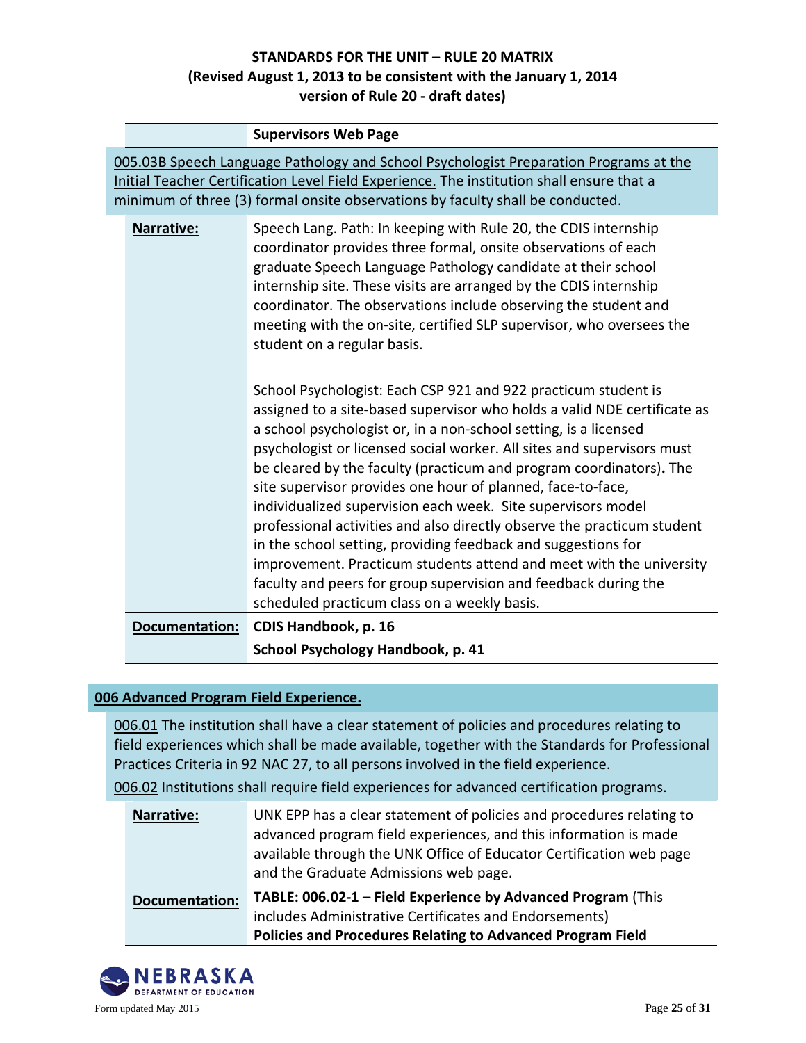| | |
|---|---|
| | **Supervisors Web Page** |

005.03B Speech Language Pathology and School Psychologist Preparation Programs at the Initial Teacher Certification Level Field Experience. The institution shall ensure that a minimum of three (3) formal onsite observations by faculty shall be conducted.

| | |
|---|---|
| **Narrative:** | Speech Lang. Path: In keeping with Rule 20, the CDIS internship coordinator provides three formal, onsite observations of each graduate Speech Language Pathology candidate at their school internship site. These visits are arranged by the CDIS internship coordinator. The observations include observing the student and meeting with the on-site, certified SLP supervisor, who oversees the student on a regular basis.<br><br>School Psychologist: Each CSP 921 and 922 practicum student is assigned to a site-based supervisor who holds a valid NDE certificate as a school psychologist or, in a non-school setting, is a licensed psychologist or licensed social worker. All sites and supervisors must be cleared by the faculty (practicum and program coordinators). The site supervisor provides one hour of planned, face-to-face, individualized supervision each week. Site supervisors model professional activities and also directly observe the practicum student in the school setting, providing feedback and suggestions for improvement. Practicum students attend and meet with the university faculty and peers for group supervision and feedback during the scheduled practicum class on a weekly basis. |
| **Documentation:** | **CDIS Handbook, p. 16**<br>**School Psychology Handbook, p. 41** |

## 006 Advanced Program Field Experience.

006.01 The institution shall have a clear statement of policies and procedures relating to field experiences which shall be made available, together with the Standards for Professional Practices Criteria in 92 NAC 27, to all persons involved in the field experience.

006.02 Institutions shall require field experiences for advanced certification programs.

| | |
|---|---|
| **Narrative:** | UNK EPP has a clear statement of policies and procedures relating to advanced program field experiences, and this information is made available through the UNK Office of Educator Certification web page and the Graduate Admissions web page. |
| **Documentation:** | **TABLE: 006.02-1 – Field Experience by Advanced Program** (This includes Administrative Certificates and Endorsements)<br>**Policies and Procedures Relating to Advanced Program Field** |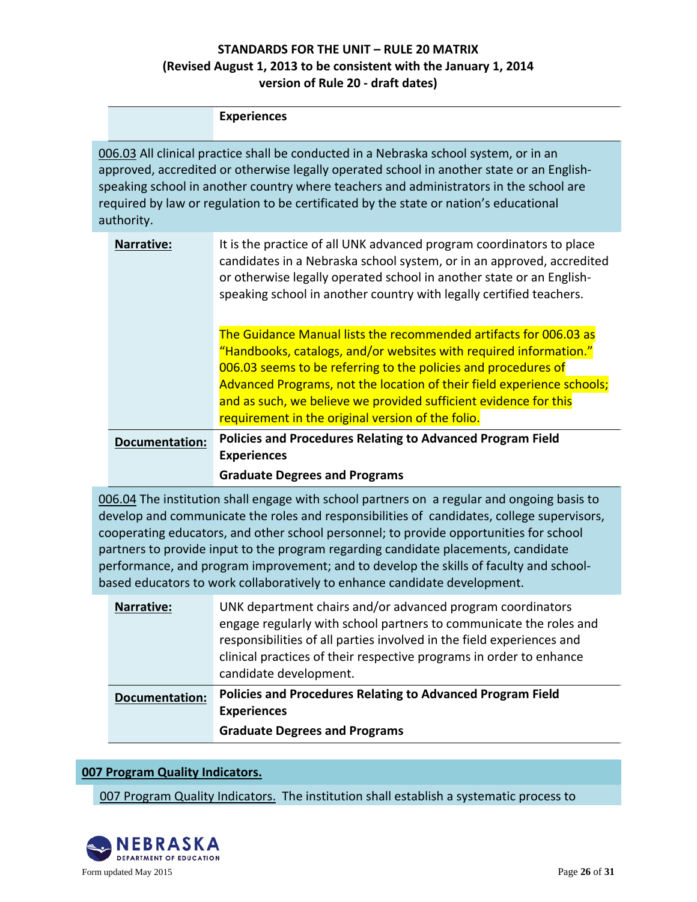|  | **Experiences** |
|---|---|

006.03 All clinical practice shall be conducted in a Nebraska school system, or in an approved, accredited or otherwise legally operated school in another state or an English-speaking school in another country where teachers and administrators in the school are required by law or regulation to be certificated by the state or nation's educational authority.

| | |
|---|---|
| **Narrative:** | It is the practice of all UNK advanced program coordinators to place candidates in a Nebraska school system, or in an approved, accredited or otherwise legally operated school in another state or an English-speaking school in another country with legally certified teachers.<br><br>The Guidance Manual lists the recommended artifacts for 006.03 as "Handbooks, catalogs, and/or websites with required information." 006.03 seems to be referring to the policies and procedures of Advanced Programs, not the location of their field experience schools; and as such, we believe we provided sufficient evidence for this requirement in the original version of the folio. |
| **Documentation:** | **Policies and Procedures Relating to Advanced Program Field Experiences**<br>**Graduate Degrees and Programs** |

006.04 The institution shall engage with school partners on a regular and ongoing basis to develop and communicate the roles and responsibilities of candidates, college supervisors, cooperating educators, and other school personnel; to provide opportunities for school partners to provide input to the program regarding candidate placements, candidate performance, and program improvement; and to develop the skills of faculty and school-based educators to work collaboratively to enhance candidate development.

| | |
|---|---|
| **Narrative:** | UNK department chairs and/or advanced program coordinators engage regularly with school partners to communicate the roles and responsibilities of all parties involved in the field experiences and clinical practices of their respective programs in order to enhance candidate development. |
| **Documentation:** | **Policies and Procedures Relating to Advanced Program Field Experiences**<br>**Graduate Degrees and Programs** |

## 007 Program Quality Indicators.

007 Program Quality Indicators. The institution shall establish a systematic process to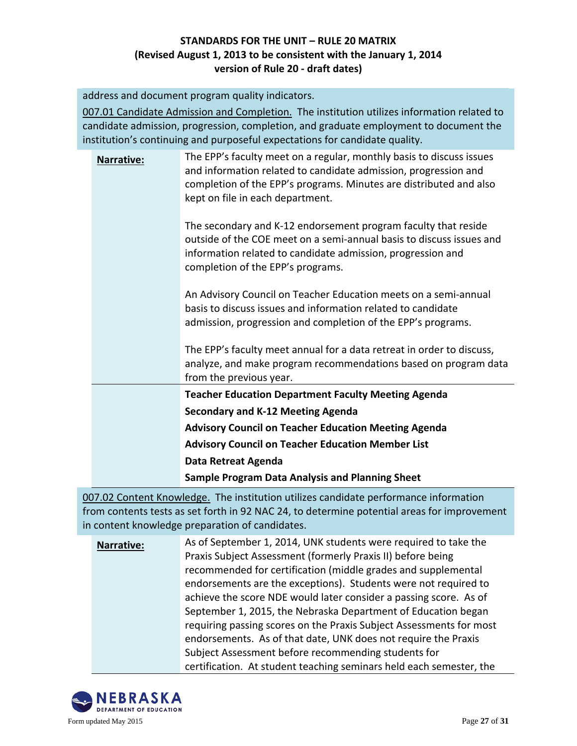address and document program quality indicators.

<u>007.01 Candidate Admission and Completion.</u> The institution utilizes information related to candidate admission, progression, completion, and graduate employment to document the institution's continuing and purposeful expectations for candidate quality.

| | |
|---|---|
| **Narrative:** | The EPP's faculty meet on a regular, monthly basis to discuss issues and information related to candidate admission, progression and completion of the EPP's programs. Minutes are distributed and also kept on file in each department.<br><br>The secondary and K-12 endorsement program faculty that reside outside of the COE meet on a semi-annual basis to discuss issues and information related to candidate admission, progression and completion of the EPP's programs.<br><br>An Advisory Council on Teacher Education meets on a semi-annual basis to discuss issues and information related to candidate admission, progression and completion of the EPP's programs.<br><br>The EPP's faculty meet annual for a data retreat in order to discuss, analyze, and make program recommendations based on program data from the previous year. |
| | **Teacher Education Department Faculty Meeting Agenda**<br>**Secondary and K-12 Meeting Agenda**<br>**Advisory Council on Teacher Education Meeting Agenda**<br>**Advisory Council on Teacher Education Member List**<br>**Data Retreat Agenda**<br>**Sample Program Data Analysis and Planning Sheet** |

<u>007.02 Content Knowledge.</u> The institution utilizes candidate performance information from contents tests as set forth in 92 NAC 24, to determine potential areas for improvement in content knowledge preparation of candidates.

| | |
|---|---|
| **Narrative:** | As of September 1, 2014, UNK students were required to take the Praxis Subject Assessment (formerly Praxis II) before being recommended for certification (middle grades and supplemental endorsements are the exceptions). Students were not required to achieve the score NDE would later consider a passing score. As of September 1, 2015, the Nebraska Department of Education began requiring passing scores on the Praxis Subject Assessments for most endorsements. As of that date, UNK does not require the Praxis Subject Assessment before recommending students for certification. At student teaching seminars held each semester, the |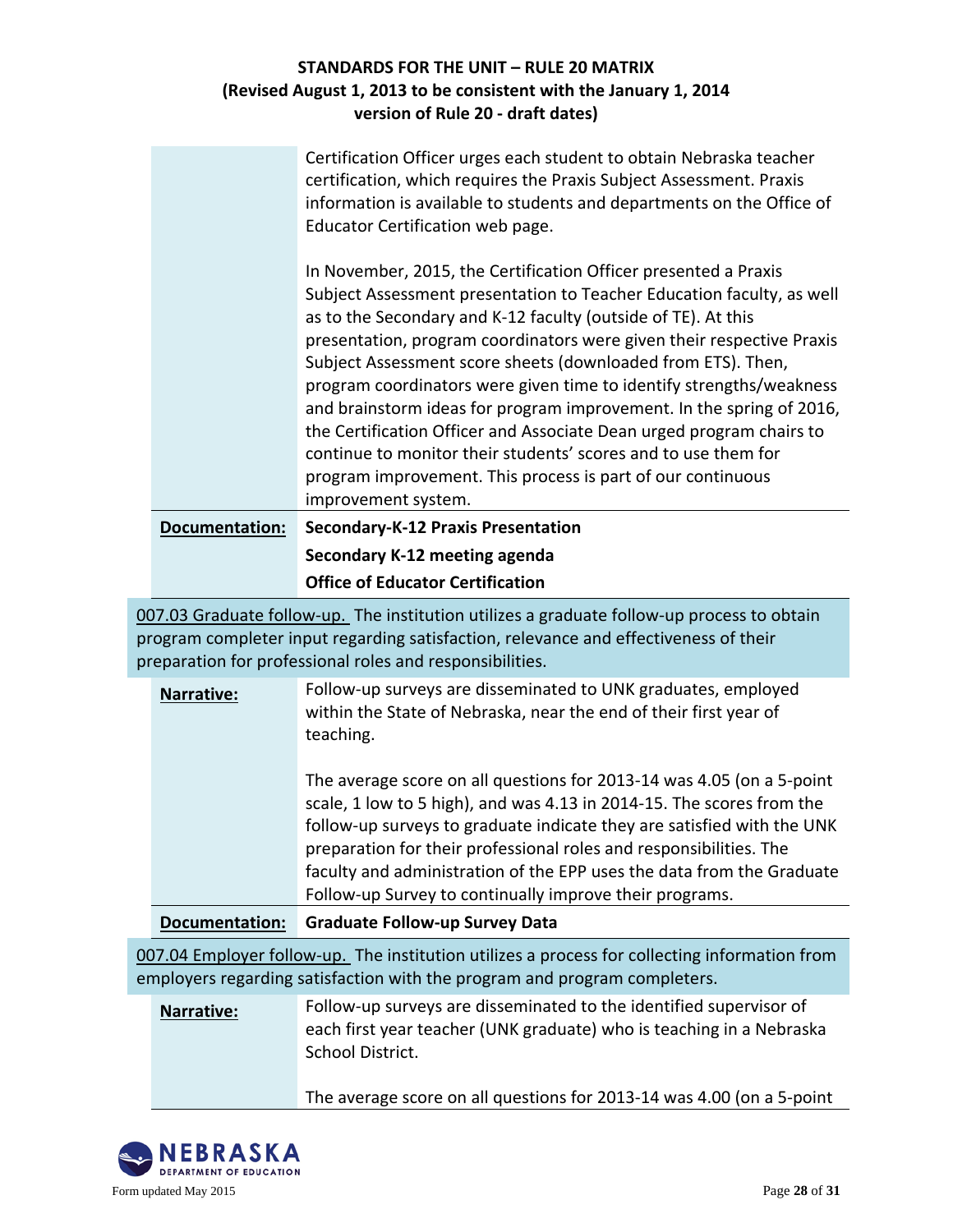Certification Officer urges each student to obtain Nebraska teacher certification, which requires the Praxis Subject Assessment. Praxis information is available to students and departments on the Office of Educator Certification web page.

In November, 2015, the Certification Officer presented a Praxis Subject Assessment presentation to Teacher Education faculty, as well as to the Secondary and K-12 faculty (outside of TE). At this presentation, program coordinators were given their respective Praxis Subject Assessment score sheets (downloaded from ETS). Then, program coordinators were given time to identify strengths/weakness and brainstorm ideas for program improvement. In the spring of 2016, the Certification Officer and Associate Dean urged program chairs to continue to monitor their students' scores and to use them for program improvement. This process is part of our continuous improvement system.

**Documentation:** **Secondary-K-12 Praxis Presentation**

**Secondary K-12 meeting agenda**

**Office of Educator Certification**

007.03 Graduate follow-up. The institution utilizes a graduate follow-up process to obtain program completer input regarding satisfaction, relevance and effectiveness of their preparation for professional roles and responsibilities.

**Narrative:** Follow-up surveys are disseminated to UNK graduates, employed within the State of Nebraska, near the end of their first year of teaching.

The average score on all questions for 2013-14 was 4.05 (on a 5-point scale, 1 low to 5 high), and was 4.13 in 2014-15. The scores from the follow-up surveys to graduate indicate they are satisfied with the UNK preparation for their professional roles and responsibilities. The faculty and administration of the EPP uses the data from the Graduate Follow-up Survey to continually improve their programs.

**Documentation:** **Graduate Follow-up Survey Data**

007.04 Employer follow-up. The institution utilizes a process for collecting information from employers regarding satisfaction with the program and program completers.

**Narrative:** Follow-up surveys are disseminated to the identified supervisor of each first year teacher (UNK graduate) who is teaching in a Nebraska School District.

The average score on all questions for 2013-14 was 4.00 (on a 5-point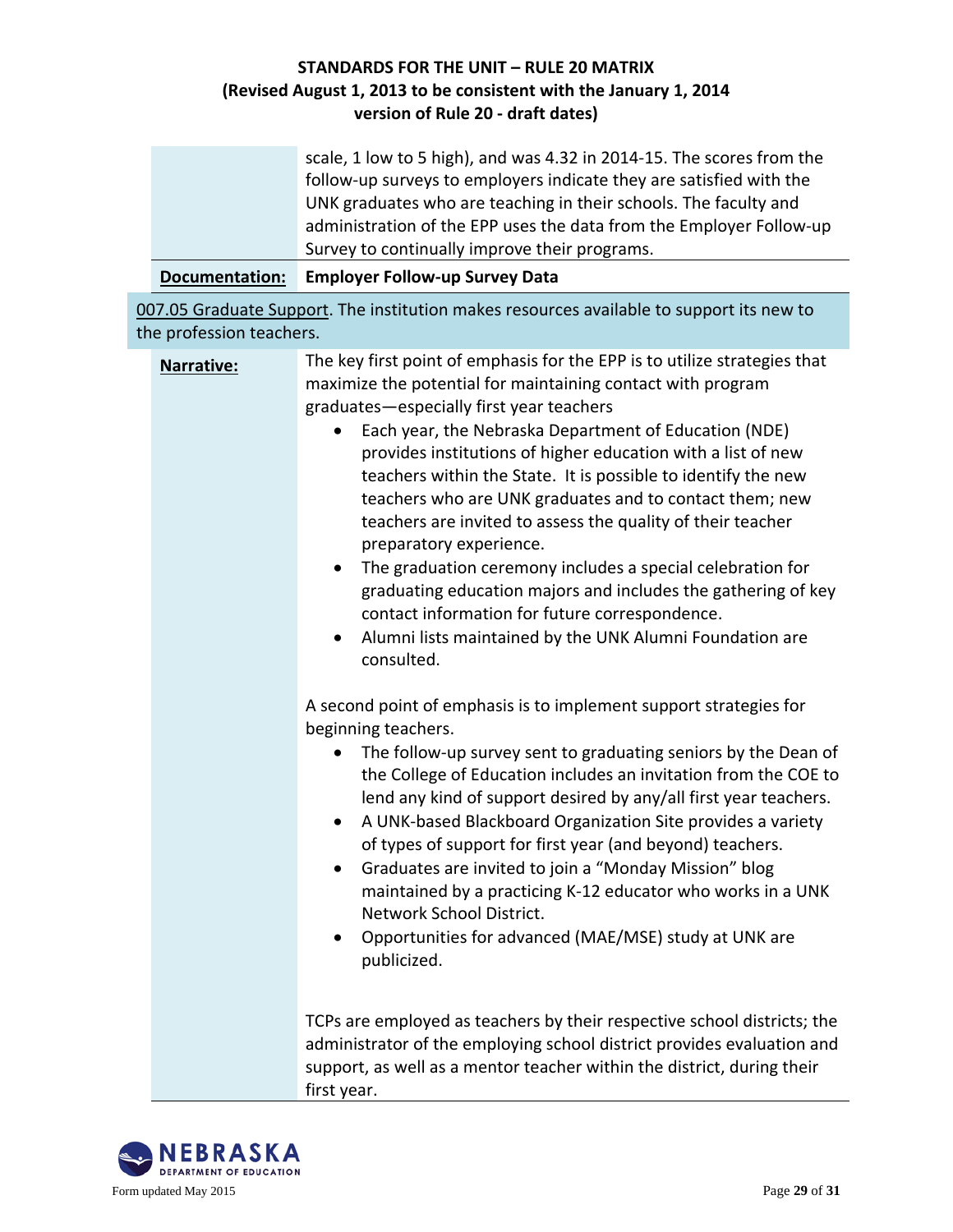scale, 1 low to 5 high), and was 4.32 in 2014-15. The scores from the follow-up surveys to employers indicate they are satisfied with the UNK graduates who are teaching in their schools. The faculty and administration of the EPP uses the data from the Employer Follow-up Survey to continually improve their programs.

**Documentation:** **Employer Follow-up Survey Data**

007.05 Graduate Support. The institution makes resources available to support its new to the profession teachers.

**Narrative:**

The key first point of emphasis for the EPP is to utilize strategies that maximize the potential for maintaining contact with program graduates—especially first year teachers

- Each year, the Nebraska Department of Education (NDE) provides institutions of higher education with a list of new teachers within the State. It is possible to identify the new teachers who are UNK graduates and to contact them; new teachers are invited to assess the quality of their teacher preparatory experience.
- The graduation ceremony includes a special celebration for graduating education majors and includes the gathering of key contact information for future correspondence.
- Alumni lists maintained by the UNK Alumni Foundation are consulted.

A second point of emphasis is to implement support strategies for beginning teachers.

- The follow-up survey sent to graduating seniors by the Dean of the College of Education includes an invitation from the COE to lend any kind of support desired by any/all first year teachers.
- A UNK-based Blackboard Organization Site provides a variety of types of support for first year (and beyond) teachers.
- Graduates are invited to join a "Monday Mission" blog maintained by a practicing K-12 educator who works in a UNK Network School District.
- Opportunities for advanced (MAE/MSE) study at UNK are publicized.

TCPs are employed as teachers by their respective school districts; the administrator of the employing school district provides evaluation and support, as well as a mentor teacher within the district, during their first year.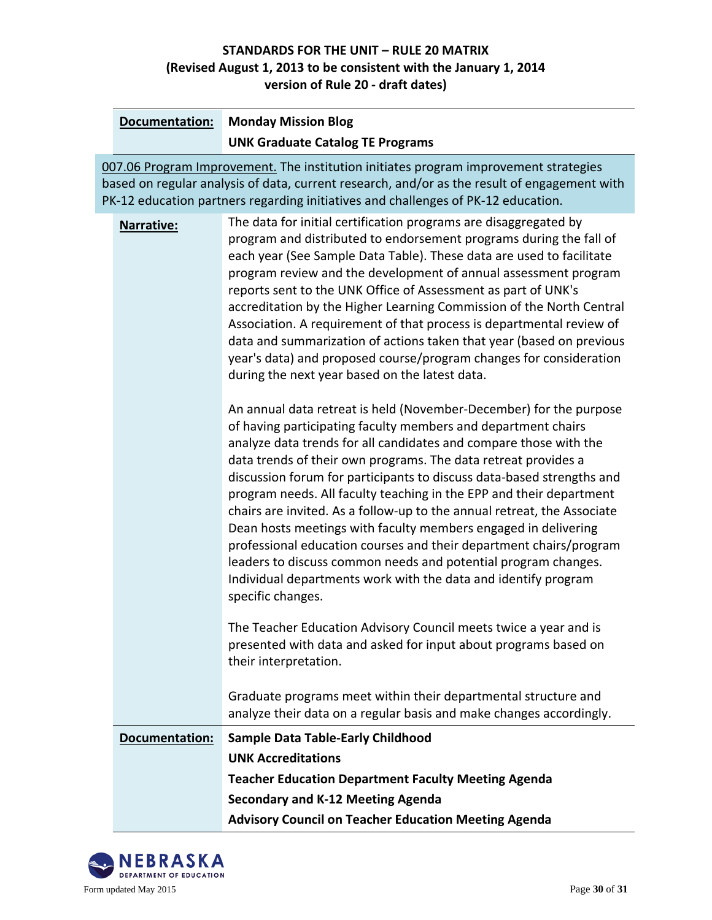**STANDARDS FOR THE UNIT – RULE 20 MATRIX**
**(Revised August 1, 2013 to be consistent with the January 1, 2014 version of Rule 20 - draft dates)**

| | |
|---|---|
| **Documentation:** | **Monday Mission Blog**<br>**UNK Graduate Catalog TE Programs** |

007.06 Program Improvement. The institution initiates program improvement strategies based on regular analysis of data, current research, and/or as the result of engagement with PK-12 education partners regarding initiatives and challenges of PK-12 education.

| | |
|---|---|
| **Narrative:** | The data for initial certification programs are disaggregated by program and distributed to endorsement programs during the fall of each year (See Sample Data Table). These data are used to facilitate program review and the development of annual assessment program reports sent to the UNK Office of Assessment as part of UNK's accreditation by the Higher Learning Commission of the North Central Association. A requirement of that process is departmental review of data and summarization of actions taken that year (based on previous year's data) and proposed course/program changes for consideration during the next year based on the latest data.<br><br>An annual data retreat is held (November-December) for the purpose of having participating faculty members and department chairs analyze data trends for all candidates and compare those with the data trends of their own programs. The data retreat provides a discussion forum for participants to discuss data-based strengths and program needs. All faculty teaching in the EPP and their department chairs are invited. As a follow-up to the annual retreat, the Associate Dean hosts meetings with faculty members engaged in delivering professional education courses and their department chairs/program leaders to discuss common needs and potential program changes. Individual departments work with the data and identify program specific changes.<br><br>The Teacher Education Advisory Council meets twice a year and is presented with data and asked for input about programs based on their interpretation.<br><br>Graduate programs meet within their departmental structure and analyze their data on a regular basis and make changes accordingly. |
| **Documentation:** | **Sample Data Table-Early Childhood**<br>**UNK Accreditations**<br>**Teacher Education Department Faculty Meeting Agenda**<br>**Secondary and K-12 Meeting Agenda**<br>**Advisory Council on Teacher Education Meeting Agenda** |

Form updated May 2015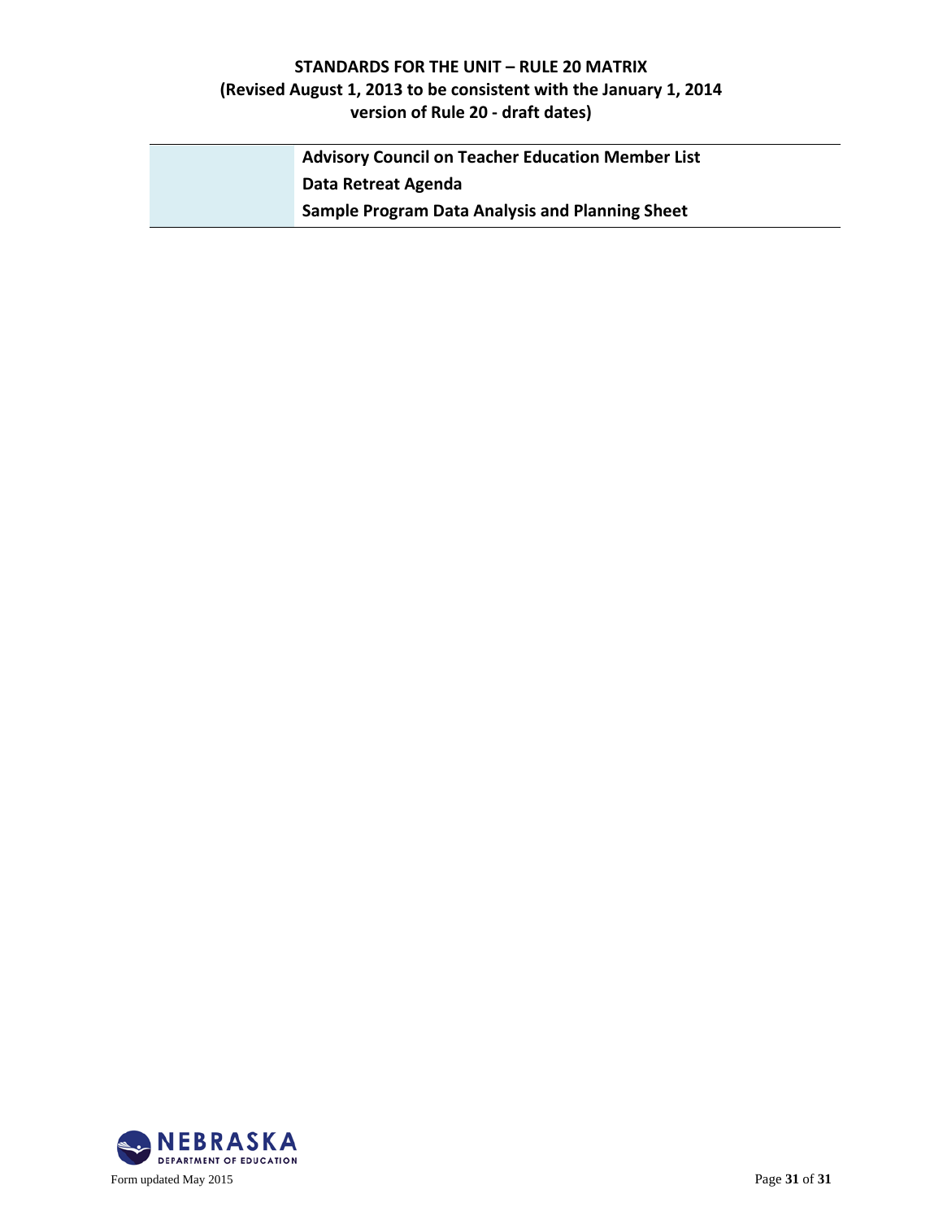| | |
|---|---|
| | **Advisory Council on Teacher Education Member List** |
| | **Data Retreat Agenda** |
| | **Sample Program Data Analysis and Planning Sheet** |